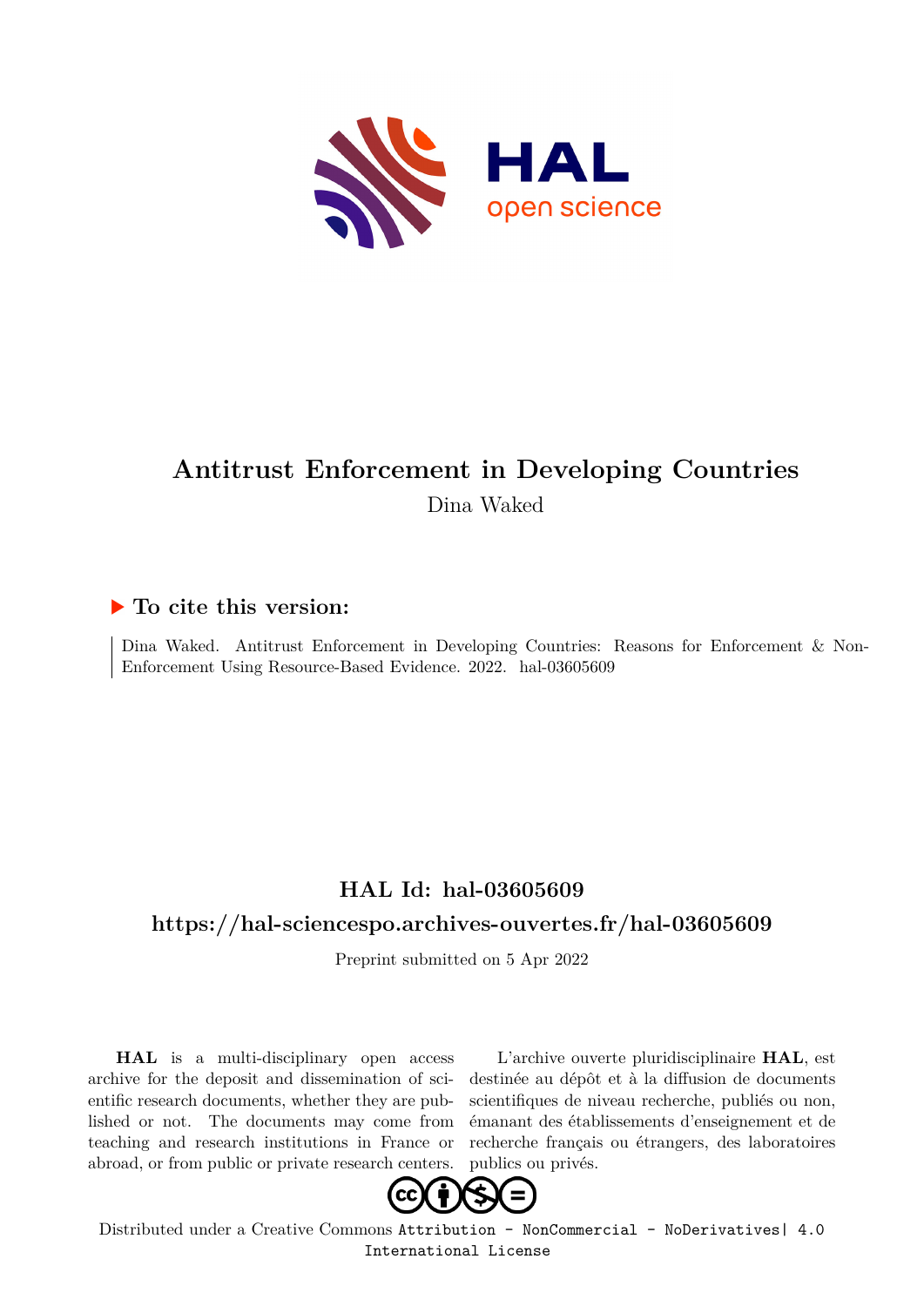# Antitrust Enforcement in Developing Countries

Dina Waked

## ▶ To cite this version:

Dina Waked. Antitrust Enforcement in Developing Countries: Reasons for Enforcement & Non-Enforcement Using Resource-Based Evidence. 2022. hal-03605609

## HAL Id: hal-03605609

## https://hal-sciencespo.archives-ouvertes.fr/hal-03605609

Preprint submitted on 5 Apr 2022

**HAL** is a multi-disciplinary open access archive for the deposit and dissemination of scientific research documents, whether they are published or not. The documents may come from teaching and research institutions in France or abroad, or from public or private research centers.

L'archive ouverte pluridisciplinaire **HAL**, est destinée au dépôt et à la diffusion de documents scientifiques de niveau recherche, publiés ou non, émanant des établissements d'enseignement et de recherche français ou étrangers, des laboratoires publics ou privés.

Distributed under a Creative Commons Attribution - NonCommercial - NoDerivatives| 4.0 International License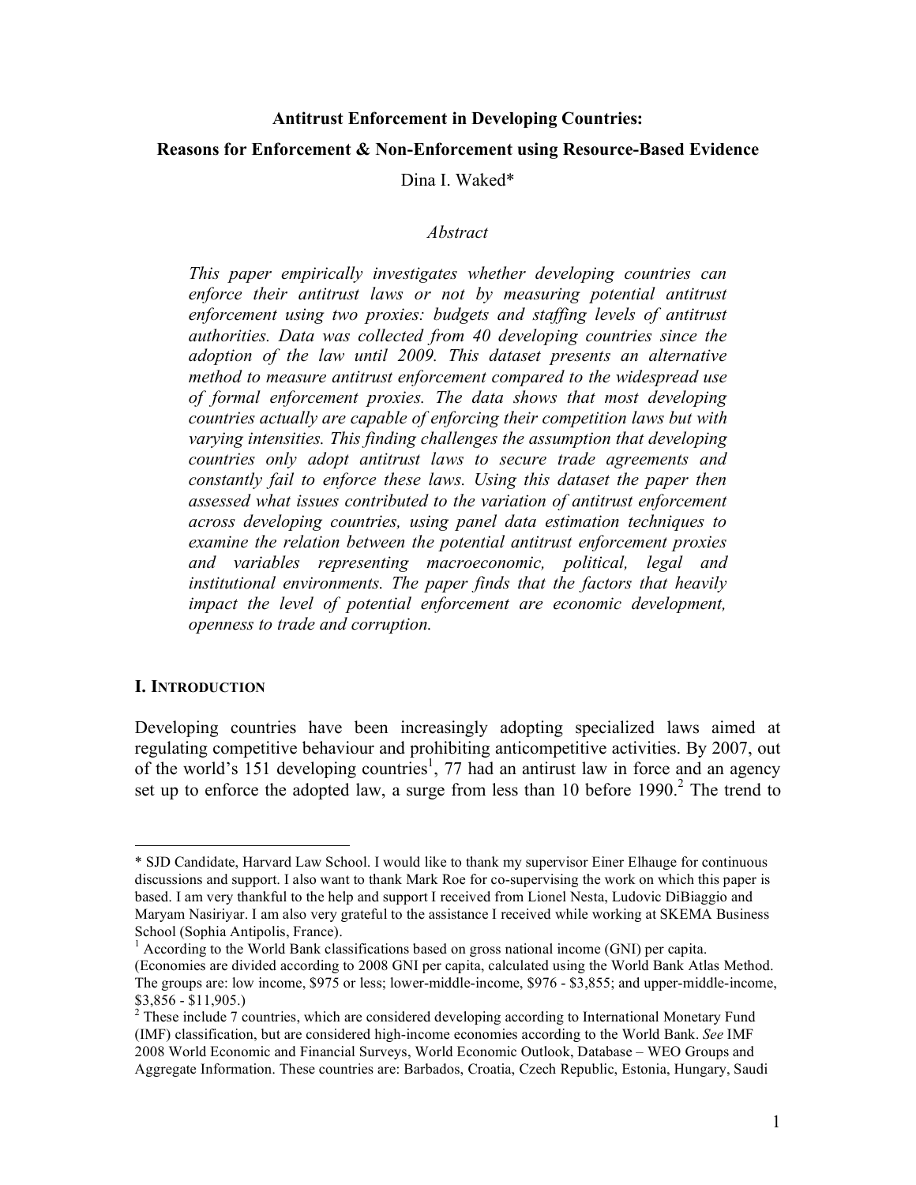**Antitrust Enforcement in Developing Countries:**

**Reasons for Enforcement & Non-Enforcement using Resource-Based Evidence**

Dina I. Waked*

*Abstract*

*This paper empirically investigates whether developing countries can enforce their antitrust laws or not by measuring potential antitrust enforcement using two proxies: budgets and staffing levels of antitrust authorities. Data was collected from 40 developing countries since the adoption of the law until 2009. This dataset presents an alternative method to measure antitrust enforcement compared to the widespread use of formal enforcement proxies. The data shows that most developing countries actually are capable of enforcing their competition laws but with varying intensities. This finding challenges the assumption that developing countries only adopt antitrust laws to secure trade agreements and constantly fail to enforce these laws. Using this dataset the paper then assessed what issues contributed to the variation of antitrust enforcement across developing countries, using panel data estimation techniques to examine the relation between the potential antitrust enforcement proxies and variables representing macroeconomic, political, legal and institutional environments. The paper finds that the factors that heavily impact the level of potential enforcement are economic development, openness to trade and corruption.*

## I. INTRODUCTION

Developing countries have been increasingly adopting specialized laws aimed at regulating competitive behaviour and prohibiting anticompetitive activities. By 2007, out of the world's 151 developing countries[1], 77 had an antirust law in force and an agency set up to enforce the adopted law, a surge from less than 10 before 1990.[2] The trend to

---

\* SJD Candidate, Harvard Law School. I would like to thank my supervisor Einer Elhauge for continuous discussions and support. I also want to thank Mark Roe for co-supervising the work on which this paper is based. I am very thankful to the help and support I received from Lionel Nesta, Ludovic DiBiaggio and Maryam Nasiriyar. I am also very grateful to the assistance I received while working at SKEMA Business School (Sophia Antipolis, France).

[1] According to the World Bank classifications based on gross national income (GNI) per capita. (Economies are divided according to 2008 GNI per capita, calculated using the World Bank Atlas Method. The groups are: low income, $975 or less; lower-middle-income, $976 - $3,855; and upper-middle-income, $3,856 - $11,905.)

[2] These include 7 countries, which are considered developing according to International Monetary Fund (IMF) classification, but are considered high-income economies according to the World Bank. *See* IMF 2008 World Economic and Financial Surveys, World Economic Outlook, Database – WEO Groups and Aggregate Information. These countries are: Barbados, Croatia, Czech Republic, Estonia, Hungary, Saudi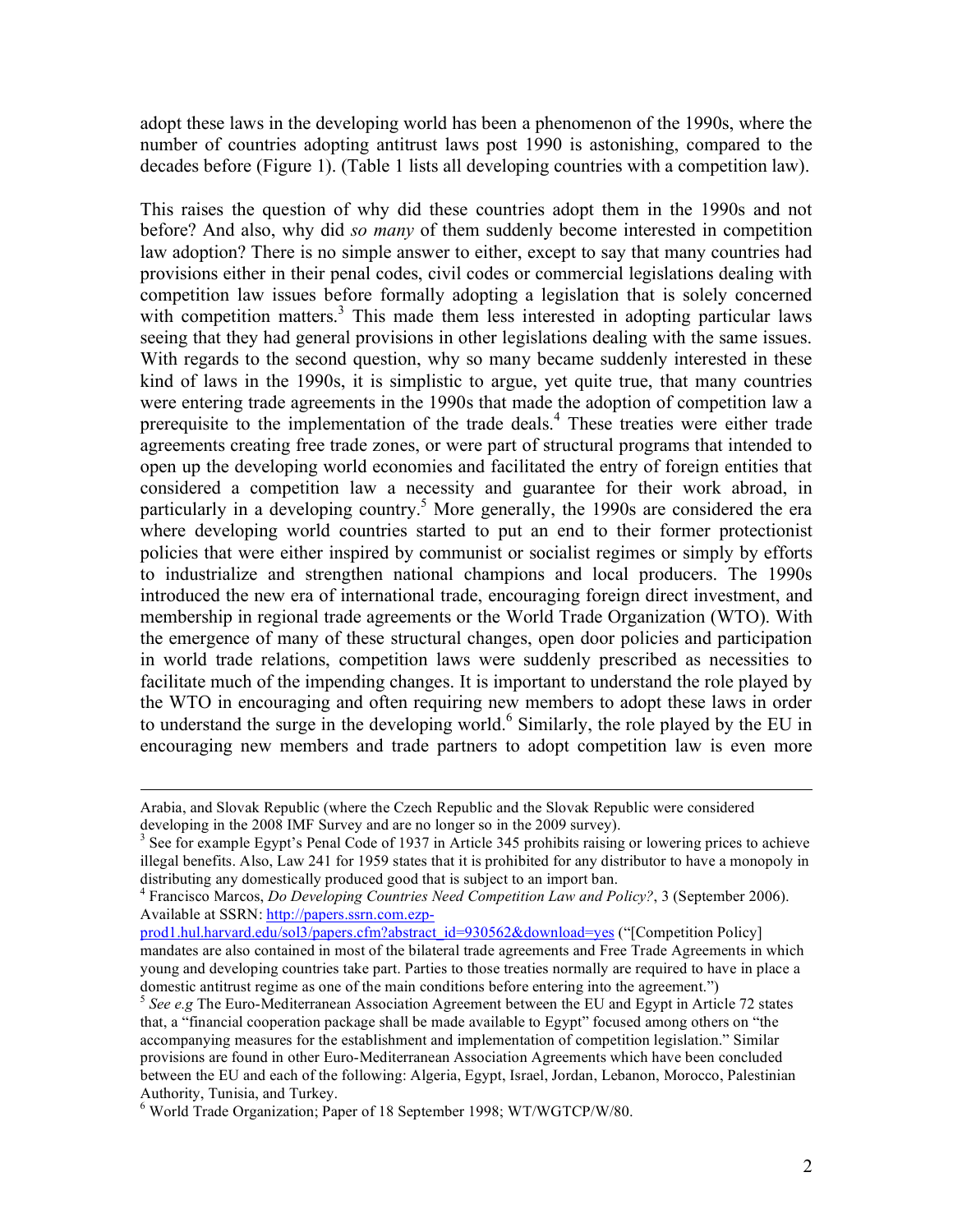adopt these laws in the developing world has been a phenomenon of the 1990s, where the number of countries adopting antitrust laws post 1990 is astonishing, compared to the decades before (Figure 1). (Table 1 lists all developing countries with a competition law).

This raises the question of why did these countries adopt them in the 1990s and not before? And also, why did *so many* of them suddenly become interested in competition law adoption? There is no simple answer to either, except to say that many countries had provisions either in their penal codes, civil codes or commercial legislations dealing with competition law issues before formally adopting a legislation that is solely concerned with competition matters.[3] This made them less interested in adopting particular laws seeing that they had general provisions in other legislations dealing with the same issues. With regards to the second question, why so many became suddenly interested in these kind of laws in the 1990s, it is simplistic to argue, yet quite true, that many countries were entering trade agreements in the 1990s that made the adoption of competition law a prerequisite to the implementation of the trade deals.[4] These treaties were either trade agreements creating free trade zones, or were part of structural programs that intended to open up the developing world economies and facilitated the entry of foreign entities that considered a competition law a necessity and guarantee for their work abroad, in particularly in a developing country.[5] More generally, the 1990s are considered the era where developing world countries started to put an end to their former protectionist policies that were either inspired by communist or socialist regimes or simply by efforts to industrialize and strengthen national champions and local producers. The 1990s introduced the new era of international trade, encouraging foreign direct investment, and membership in regional trade agreements or the World Trade Organization (WTO). With the emergence of many of these structural changes, open door policies and participation in world trade relations, competition laws were suddenly prescribed as necessities to facilitate much of the impending changes. It is important to understand the role played by the WTO in encouraging and often requiring new members to adopt these laws in order to understand the surge in the developing world.[6] Similarly, the role played by the EU in encouraging new members and trade partners to adopt competition law is even more

---

Arabia, and Slovak Republic (where the Czech Republic and the Slovak Republic were considered developing in the 2008 IMF Survey and are no longer so in the 2009 survey).

[3] See for example Egypt's Penal Code of 1937 in Article 345 prohibits raising or lowering prices to achieve illegal benefits. Also, Law 241 for 1959 states that it is prohibited for any distributor to have a monopoly in distributing any domestically produced good that is subject to an import ban.

[4] Francisco Marcos, *Do Developing Countries Need Competition Law and Policy?*, 3 (September 2006). Available at SSRN: http://papers.ssrn.com.ezp-prod1.hul.harvard.edu/sol3/papers.cfm?abstract_id=930562&download=yes ("[Competition Policy] mandates are also contained in most of the bilateral trade agreements and Free Trade Agreements in which young and developing countries take part. Parties to those treaties normally are required to have in place a domestic antitrust regime as one of the main conditions before entering into the agreement.")

[5] *See e.g* The Euro-Mediterranean Association Agreement between the EU and Egypt in Article 72 states that, a "financial cooperation package shall be made available to Egypt" focused among others on "the accompanying measures for the establishment and implementation of competition legislation." Similar provisions are found in other Euro-Mediterranean Association Agreements which have been concluded between the EU and each of the following: Algeria, Egypt, Israel, Jordan, Lebanon, Morocco, Palestinian Authority, Tunisia, and Turkey.

[6] World Trade Organization; Paper of 18 September 1998; WT/WGTCP/W/80.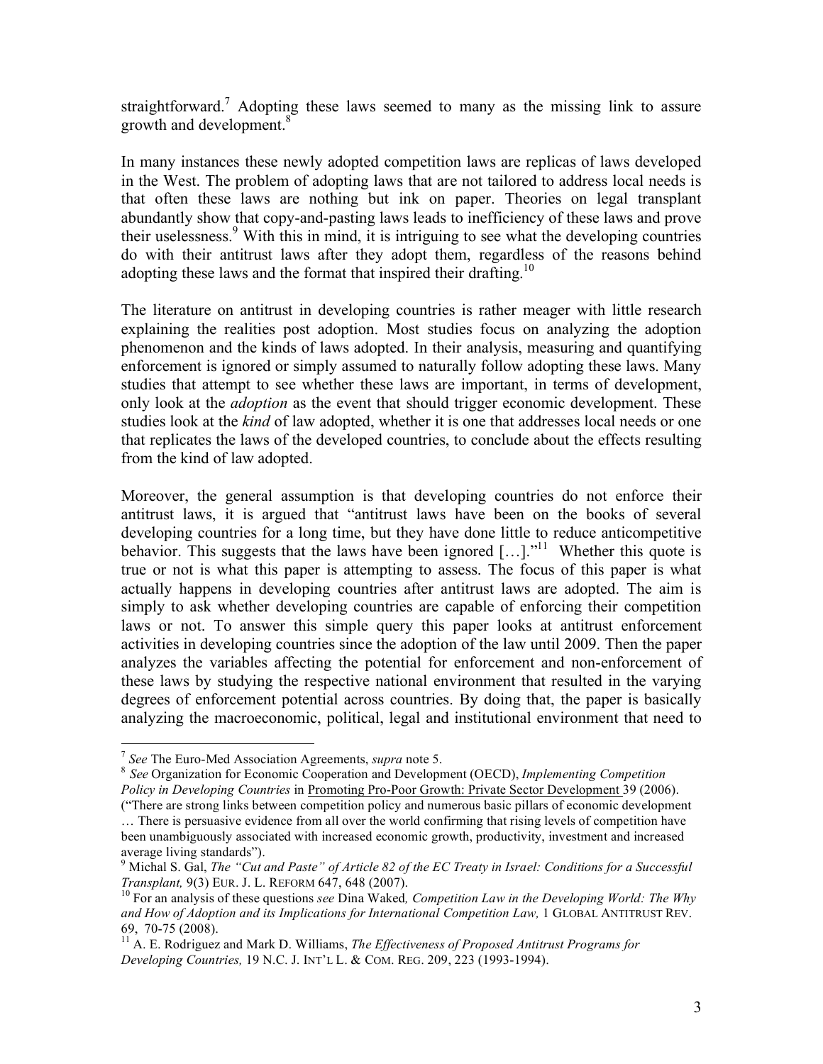straightforward.[7] Adopting these laws seemed to many as the missing link to assure growth and development.[8]

In many instances these newly adopted competition laws are replicas of laws developed in the West. The problem of adopting laws that are not tailored to address local needs is that often these laws are nothing but ink on paper. Theories on legal transplant abundantly show that copy-and-pasting laws leads to inefficiency of these laws and prove their uselessness.[9] With this in mind, it is intriguing to see what the developing countries do with their antitrust laws after they adopt them, regardless of the reasons behind adopting these laws and the format that inspired their drafting.[10]

The literature on antitrust in developing countries is rather meager with little research explaining the realities post adoption. Most studies focus on analyzing the adoption phenomenon and the kinds of laws adopted. In their analysis, measuring and quantifying enforcement is ignored or simply assumed to naturally follow adopting these laws. Many studies that attempt to see whether these laws are important, in terms of development, only look at the *adoption* as the event that should trigger economic development. These studies look at the *kind* of law adopted, whether it is one that addresses local needs or one that replicates the laws of the developed countries, to conclude about the effects resulting from the kind of law adopted.

Moreover, the general assumption is that developing countries do not enforce their antitrust laws, it is argued that "antitrust laws have been on the books of several developing countries for a long time, but they have done little to reduce anticompetitive behavior. This suggests that the laws have been ignored […]."[11] Whether this quote is true or not is what this paper is attempting to assess. The focus of this paper is what actually happens in developing countries after antitrust laws are adopted. The aim is simply to ask whether developing countries are capable of enforcing their competition laws or not. To answer this simple query this paper looks at antitrust enforcement activities in developing countries since the adoption of the law until 2009. Then the paper analyzes the variables affecting the potential for enforcement and non-enforcement of these laws by studying the respective national environment that resulted in the varying degrees of enforcement potential across countries. By doing that, the paper is basically analyzing the macroeconomic, political, legal and institutional environment that need to

---

[7] *See* The Euro-Med Association Agreements, *supra* note 5.

[8] *See* Organization for Economic Cooperation and Development (OECD), *Implementing Competition Policy in Developing Countries* in Promoting Pro-Poor Growth: Private Sector Development 39 (2006). ("There are strong links between competition policy and numerous basic pillars of economic development … There is persuasive evidence from all over the world confirming that rising levels of competition have been unambiguously associated with increased economic growth, productivity, investment and increased average living standards").

[9] Michal S. Gal, *The "Cut and Paste" of Article 82 of the EC Treaty in Israel: Conditions for a Successful Transplant,* 9(3) EUR. J. L. REFORM 647, 648 (2007).

[10] For an analysis of these questions *see* Dina Waked*, Competition Law in the Developing World: The Why and How of Adoption and its Implications for International Competition Law,* 1 GLOBAL ANTITRUST REV. 69, 70-75 (2008).

[11] A. E. Rodriguez and Mark D. Williams, *The Effectiveness of Proposed Antitrust Programs for Developing Countries,* 19 N.C. J. INT'L L. & COM. REG. 209, 223 (1993-1994).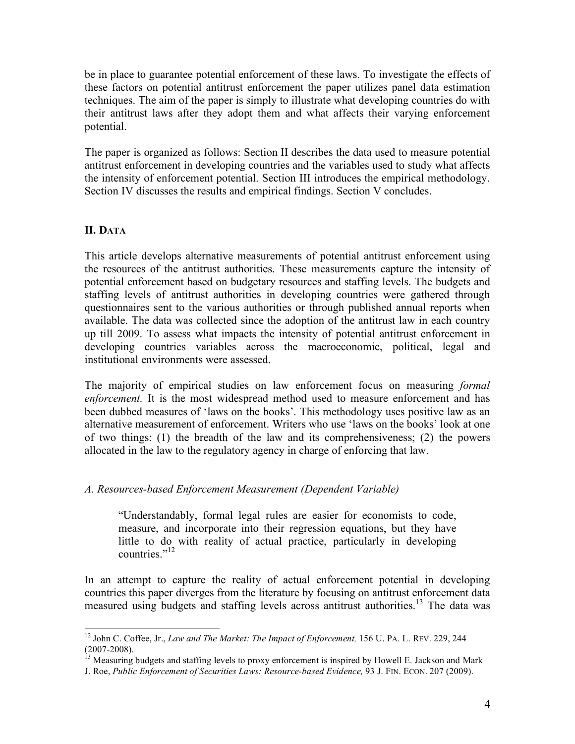be in place to guarantee potential enforcement of these laws. To investigate the effects of these factors on potential antitrust enforcement the paper utilizes panel data estimation techniques. The aim of the paper is simply to illustrate what developing countries do with their antitrust laws after they adopt them and what affects their varying enforcement potential.

The paper is organized as follows: Section II describes the data used to measure potential antitrust enforcement in developing countries and the variables used to study what affects the intensity of enforcement potential. Section III introduces the empirical methodology. Section IV discusses the results and empirical findings. Section V concludes.

## II. DATA

This article develops alternative measurements of potential antitrust enforcement using the resources of the antitrust authorities. These measurements capture the intensity of potential enforcement based on budgetary resources and staffing levels. The budgets and staffing levels of antitrust authorities in developing countries were gathered through questionnaires sent to the various authorities or through published annual reports when available. The data was collected since the adoption of the antitrust law in each country up till 2009. To assess what impacts the intensity of potential antitrust enforcement in developing countries variables across the macroeconomic, political, legal and institutional environments were assessed.

The majority of empirical studies on law enforcement focus on measuring *formal enforcement*. It is the most widespread method used to measure enforcement and has been dubbed measures of 'laws on the books'. This methodology uses positive law as an alternative measurement of enforcement. Writers who use 'laws on the books' look at one of two things: (1) the breadth of the law and its comprehensiveness; (2) the powers allocated in the law to the regulatory agency in charge of enforcing that law.

### *A. Resources-based Enforcement Measurement (Dependent Variable)*

> "Understandably, formal legal rules are easier for economists to code, measure, and incorporate into their regression equations, but they have little to do with reality of actual practice, particularly in developing countries."[12]

In an attempt to capture the reality of actual enforcement potential in developing countries this paper diverges from the literature by focusing on antitrust enforcement data measured using budgets and staffing levels across antitrust authorities.[13] The data was

---

[12] John C. Coffee, Jr., *Law and The Market: The Impact of Enforcement,* 156 U. PA. L. REV. 229, 244 (2007-2008).

[13] Measuring budgets and staffing levels to proxy enforcement is inspired by Howell E. Jackson and Mark J. Roe, *Public Enforcement of Securities Laws: Resource-based Evidence,* 93 J. FIN. ECON. 207 (2009).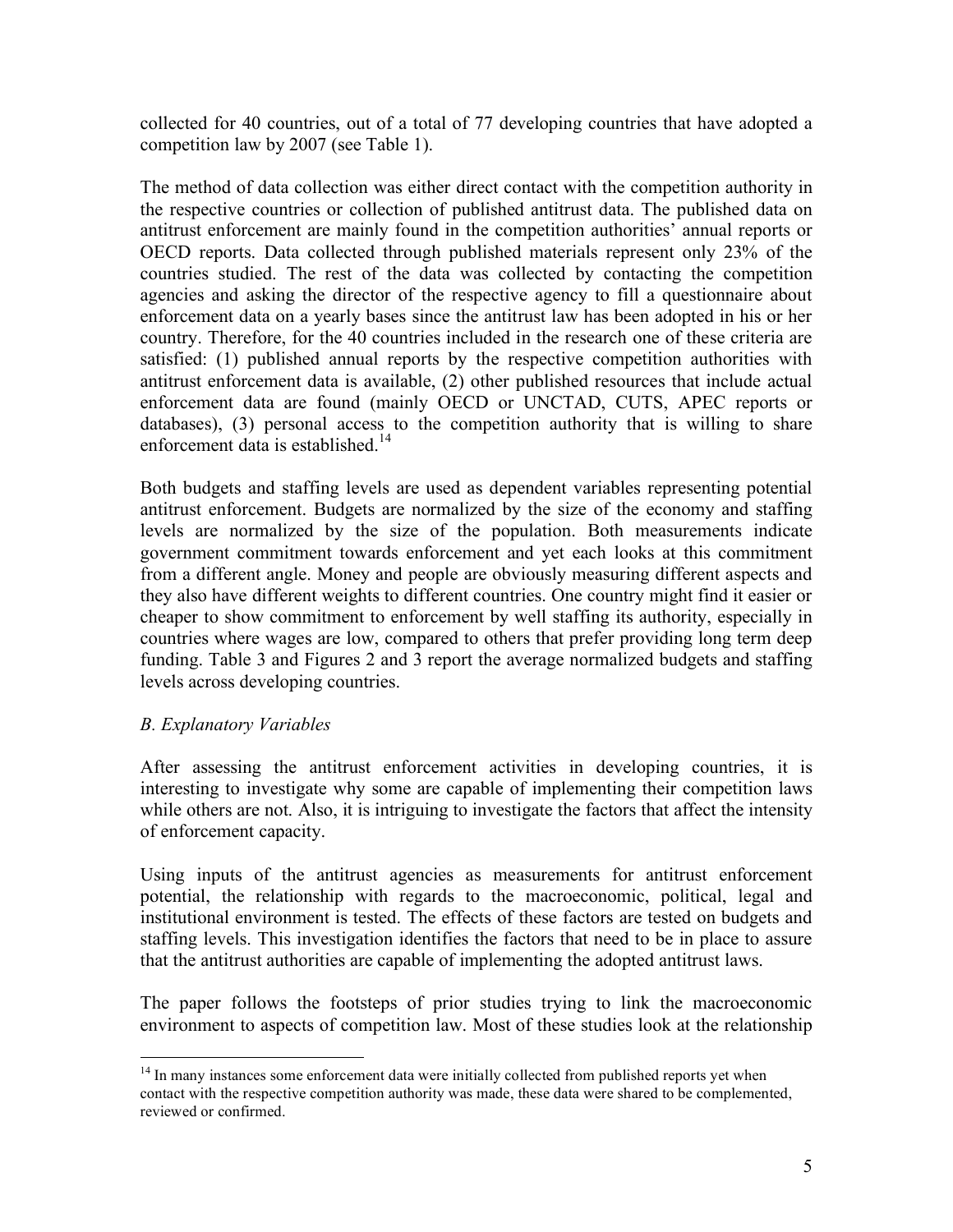collected for 40 countries, out of a total of 77 developing countries that have adopted a competition law by 2007 (see Table 1).

The method of data collection was either direct contact with the competition authority in the respective countries or collection of published antitrust data. The published data on antitrust enforcement are mainly found in the competition authorities' annual reports or OECD reports. Data collected through published materials represent only 23% of the countries studied. The rest of the data was collected by contacting the competition agencies and asking the director of the respective agency to fill a questionnaire about enforcement data on a yearly bases since the antitrust law has been adopted in his or her country. Therefore, for the 40 countries included in the research one of these criteria are satisfied: (1) published annual reports by the respective competition authorities with antitrust enforcement data is available, (2) other published resources that include actual enforcement data are found (mainly OECD or UNCTAD, CUTS, APEC reports or databases), (3) personal access to the competition authority that is willing to share enforcement data is established.[14]

Both budgets and staffing levels are used as dependent variables representing potential antitrust enforcement. Budgets are normalized by the size of the economy and staffing levels are normalized by the size of the population. Both measurements indicate government commitment towards enforcement and yet each looks at this commitment from a different angle. Money and people are obviously measuring different aspects and they also have different weights to different countries. One country might find it easier or cheaper to show commitment to enforcement by well staffing its authority, especially in countries where wages are low, compared to others that prefer providing long term deep funding. Table 3 and Figures 2 and 3 report the average normalized budgets and staffing levels across developing countries.

### *B. Explanatory Variables*

After assessing the antitrust enforcement activities in developing countries, it is interesting to investigate why some are capable of implementing their competition laws while others are not. Also, it is intriguing to investigate the factors that affect the intensity of enforcement capacity.

Using inputs of the antitrust agencies as measurements for antitrust enforcement potential, the relationship with regards to the macroeconomic, political, legal and institutional environment is tested. The effects of these factors are tested on budgets and staffing levels. This investigation identifies the factors that need to be in place to assure that the antitrust authorities are capable of implementing the adopted antitrust laws.

The paper follows the footsteps of prior studies trying to link the macroeconomic environment to aspects of competition law. Most of these studies look at the relationship

[14] In many instances some enforcement data were initially collected from published reports yet when contact with the respective competition authority was made, these data were shared to be complemented, reviewed or confirmed.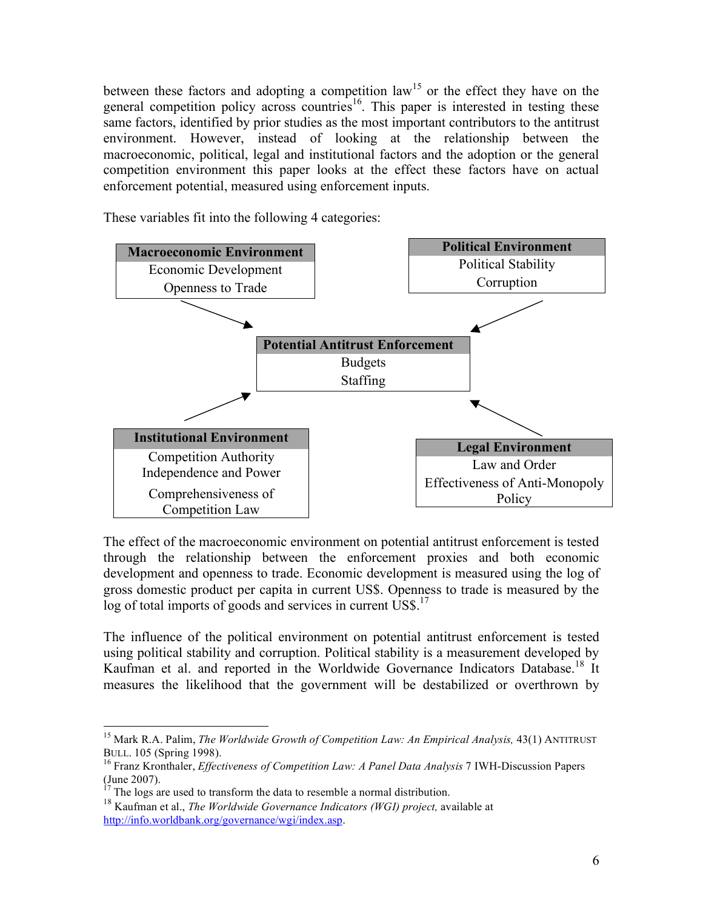between these factors and adopting a competition law[15] or the effect they have on the general competition policy across countries[16]. This paper is interested in testing these same factors, identified by prior studies as the most important contributors to the antitrust environment. However, instead of looking at the relationship between the macroeconomic, political, legal and institutional factors and the adoption or the general competition environment this paper looks at the effect these factors have on actual enforcement potential, measured using enforcement inputs.

These variables fit into the following 4 categories:

| **Macroeconomic Environment** |
| --- |
| Economic Development |
| Openness to Trade |

| **Political Environment** |
| --- |
| Political Stability |
| Corruption |

| **Potential Antitrust Enforcement** |
| --- |
| Budgets |
| Staffing |

| **Institutional Environment** |
| --- |
| Competition Authority Independence and Power |
| Comprehensiveness of Competition Law |

| **Legal Environment** |
| --- |
| Law and Order |
| Effectiveness of Anti-Monopoly Policy |

The effect of the macroeconomic environment on potential antitrust enforcement is tested through the relationship between the enforcement proxies and both economic development and openness to trade. Economic development is measured using the log of gross domestic product per capita in current US$. Openness to trade is measured by the log of total imports of goods and services in current US$.[17]

The influence of the political environment on potential antitrust enforcement is tested using political stability and corruption. Political stability is a measurement developed by Kaufman et al. and reported in the Worldwide Governance Indicators Database.[18] It measures the likelihood that the government will be destabilized or overthrown by

---

[15] Mark R.A. Palim, *The Worldwide Growth of Competition Law: An Empirical Analysis,* 43(1) ANTITRUST BULL. 105 (Spring 1998).

[16] Franz Kronthaler, *Effectiveness of Competition Law: A Panel Data Analysis* 7 IWH-Discussion Papers (June 2007).

[17] The logs are used to transform the data to resemble a normal distribution.

[18] Kaufman et al., *The Worldwide Governance Indicators (WGI) project,* available at http://info.worldbank.org/governance/wgi/index.asp.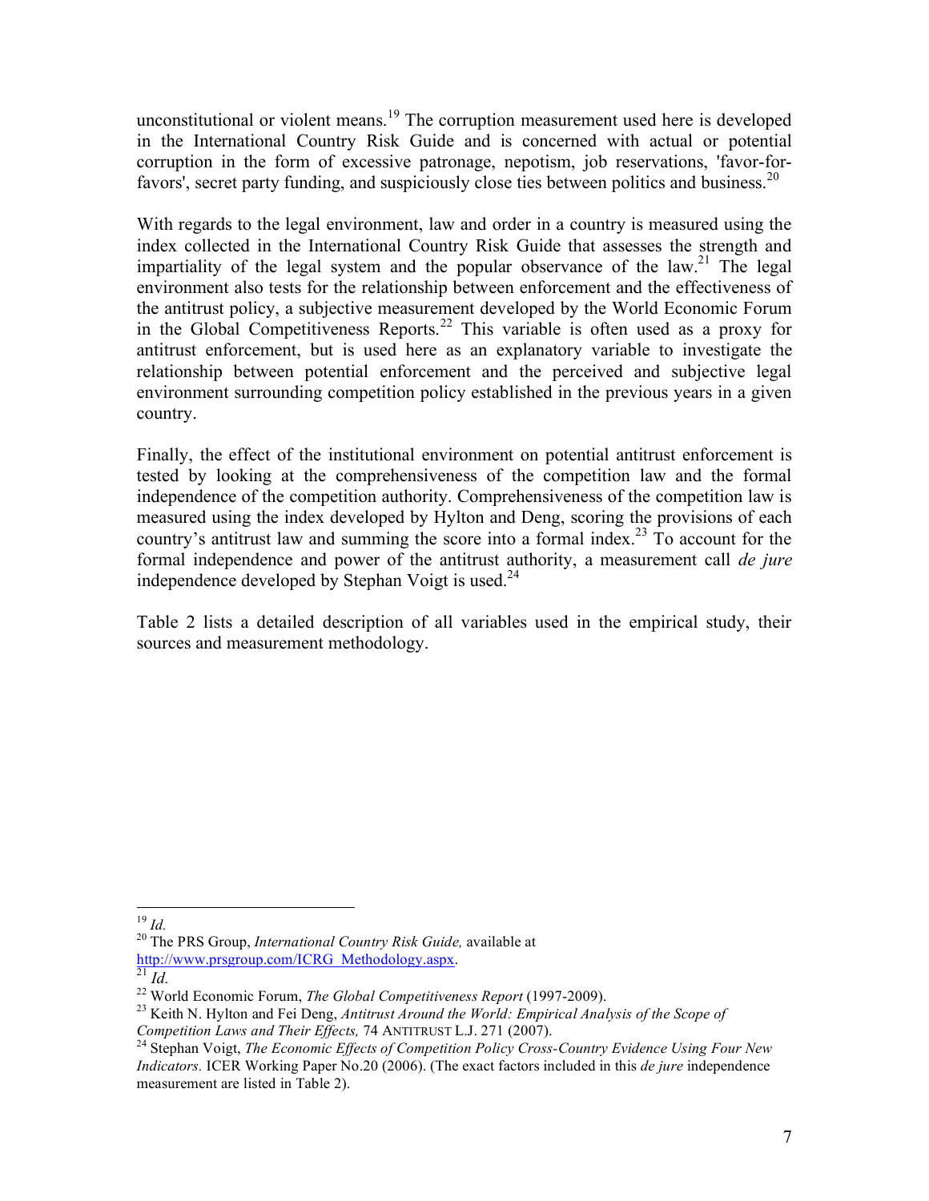unconstitutional or violent means.[19] The corruption measurement used here is developed in the International Country Risk Guide and is concerned with actual or potential corruption in the form of excessive patronage, nepotism, job reservations, 'favor-for-favors', secret party funding, and suspiciously close ties between politics and business.[20]

With regards to the legal environment, law and order in a country is measured using the index collected in the International Country Risk Guide that assesses the strength and impartiality of the legal system and the popular observance of the law.[21] The legal environment also tests for the relationship between enforcement and the effectiveness of the antitrust policy, a subjective measurement developed by the World Economic Forum in the Global Competitiveness Reports.[22] This variable is often used as a proxy for antitrust enforcement, but is used here as an explanatory variable to investigate the relationship between potential enforcement and the perceived and subjective legal environment surrounding competition policy established in the previous years in a given country.

Finally, the effect of the institutional environment on potential antitrust enforcement is tested by looking at the comprehensiveness of the competition law and the formal independence of the competition authority. Comprehensiveness of the competition law is measured using the index developed by Hylton and Deng, scoring the provisions of each country's antitrust law and summing the score into a formal index.[23] To account for the formal independence and power of the antitrust authority, a measurement call *de jure* independence developed by Stephan Voigt is used.[24]

Table 2 lists a detailed description of all variables used in the empirical study, their sources and measurement methodology.

---

[19] *Id.*

[20] The PRS Group, *International Country Risk Guide,* available at http://www.prsgroup.com/ICRG_Methodology.aspx.

[21] *Id.*

[22] World Economic Forum, *The Global Competitiveness Report* (1997-2009).

[23] Keith N. Hylton and Fei Deng, *Antitrust Around the World: Empirical Analysis of the Scope of Competition Laws and Their Effects,* 74 ANTITRUST L.J. 271 (2007).

[24] Stephan Voigt, *The Economic Effects of Competition Policy Cross-Country Evidence Using Four New Indicators.* ICER Working Paper No.20 (2006). (The exact factors included in this *de jure* independence measurement are listed in Table 2).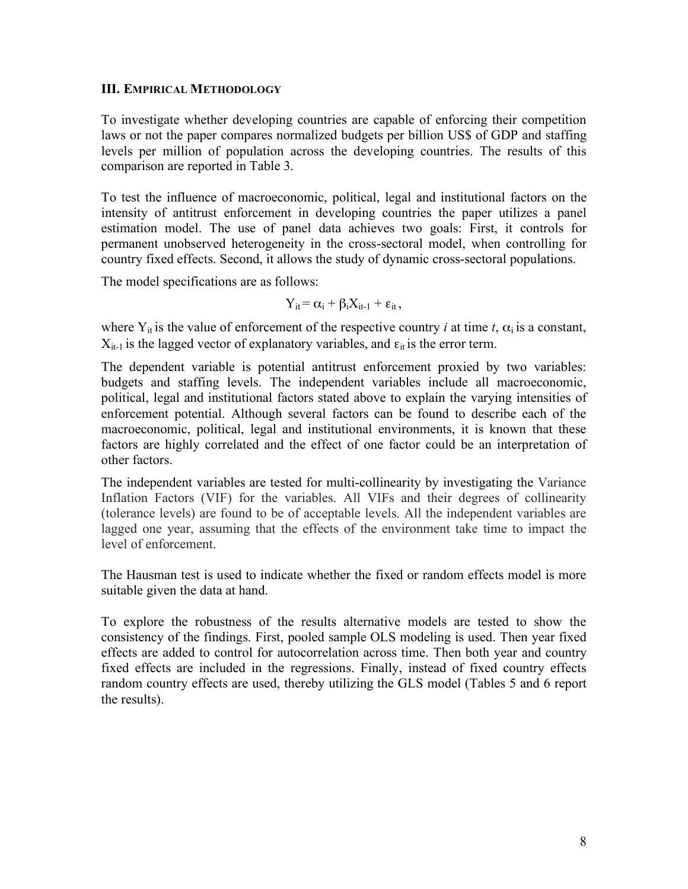### III. Empirical Methodology

To investigate whether developing countries are capable of enforcing their competition laws or not the paper compares normalized budgets per billion US$ of GDP and staffing levels per million of population across the developing countries. The results of this comparison are reported in Table 3.

To test the influence of macroeconomic, political, legal and institutional factors on the intensity of antitrust enforcement in developing countries the paper utilizes a panel estimation model. The use of panel data achieves two goals: First, it controls for permanent unobserved heterogeneity in the cross-sectoral model, when controlling for country fixed effects. Second, it allows the study of dynamic cross-sectoral populations.

The model specifications are as follows:

$$Y_{it} = \alpha_i + \beta_i X_{it-1} + \varepsilon_{it},$$

where $Y_{it}$ is the value of enforcement of the respective country *i* at time *t*, $\alpha_i$ is a constant, $X_{it-1}$ is the lagged vector of explanatory variables, and $\varepsilon_{it}$ is the error term.

The dependent variable is potential antitrust enforcement proxied by two variables: budgets and staffing levels. The independent variables include all macroeconomic, political, legal and institutional factors stated above to explain the varying intensities of enforcement potential. Although several factors can be found to describe each of the macroeconomic, political, legal and institutional environments, it is known that these factors are highly correlated and the effect of one factor could be an interpretation of other factors.

The independent variables are tested for multi-collinearity by investigating the Variance Inflation Factors (VIF) for the variables. All VIFs and their degrees of collinearity (tolerance levels) are found to be of acceptable levels. All the independent variables are lagged one year, assuming that the effects of the environment take time to impact the level of enforcement.

The Hausman test is used to indicate whether the fixed or random effects model is more suitable given the data at hand.

To explore the robustness of the results alternative models are tested to show the consistency of the findings. First, pooled sample OLS modeling is used. Then year fixed effects are added to control for autocorrelation across time. Then both year and country fixed effects are included in the regressions. Finally, instead of fixed country effects random country effects are used, thereby utilizing the GLS model (Tables 5 and 6 report the results).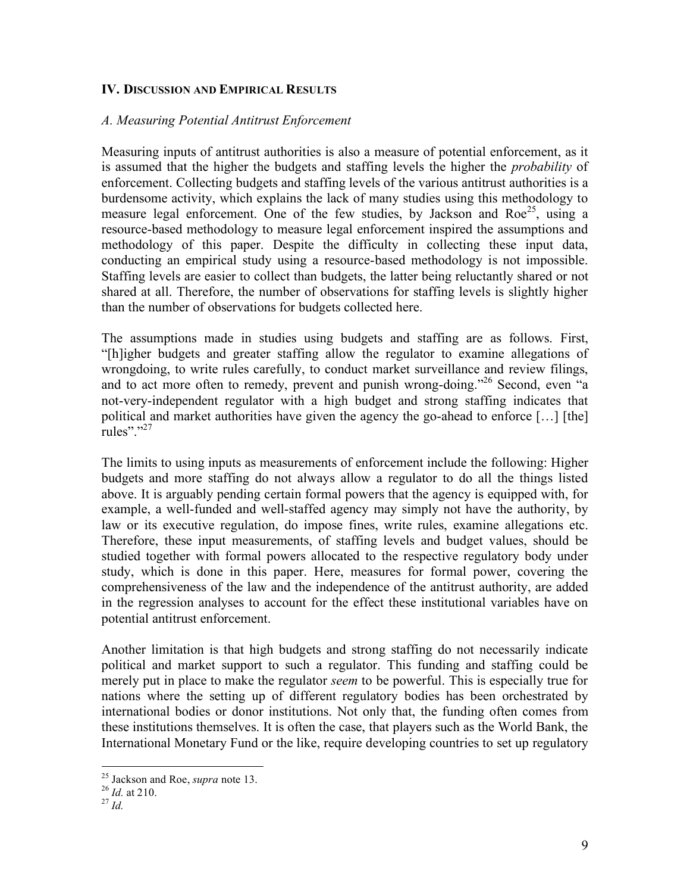## IV. Discussion and Empirical Results

### *A. Measuring Potential Antitrust Enforcement*

Measuring inputs of antitrust authorities is also a measure of potential enforcement, as it is assumed that the higher the budgets and staffing levels the higher the *probability* of enforcement. Collecting budgets and staffing levels of the various antitrust authorities is a burdensome activity, which explains the lack of many studies using this methodology to measure legal enforcement. One of the few studies, by Jackson and Roe[25], using a resource-based methodology to measure legal enforcement inspired the assumptions and methodology of this paper. Despite the difficulty in collecting these input data, conducting an empirical study using a resource-based methodology is not impossible. Staffing levels are easier to collect than budgets, the latter being reluctantly shared or not shared at all. Therefore, the number of observations for staffing levels is slightly higher than the number of observations for budgets collected here.

The assumptions made in studies using budgets and staffing are as follows. First, "[h]igher budgets and greater staffing allow the regulator to examine allegations of wrongdoing, to write rules carefully, to conduct market surveillance and review filings, and to act more often to remedy, prevent and punish wrong-doing."[26] Second, even "a not-very-independent regulator with a high budget and strong staffing indicates that political and market authorities have given the agency the go-ahead to enforce […] [the] rules"."[27]

The limits to using inputs as measurements of enforcement include the following: Higher budgets and more staffing do not always allow a regulator to do all the things listed above. It is arguably pending certain formal powers that the agency is equipped with, for example, a well-funded and well-staffed agency may simply not have the authority, by law or its executive regulation, do impose fines, write rules, examine allegations etc. Therefore, these input measurements, of staffing levels and budget values, should be studied together with formal powers allocated to the respective regulatory body under study, which is done in this paper. Here, measures for formal power, covering the comprehensiveness of the law and the independence of the antitrust authority, are added in the regression analyses to account for the effect these institutional variables have on potential antitrust enforcement.

Another limitation is that high budgets and strong staffing do not necessarily indicate political and market support to such a regulator. This funding and staffing could be merely put in place to make the regulator *seem* to be powerful. This is especially true for nations where the setting up of different regulatory bodies has been orchestrated by international bodies or donor institutions. Not only that, the funding often comes from these institutions themselves. It is often the case, that players such as the World Bank, the International Monetary Fund or the like, require developing countries to set up regulatory

---

[25] Jackson and Roe, *supra* note 13.

[26] *Id.* at 210.

[27] *Id.*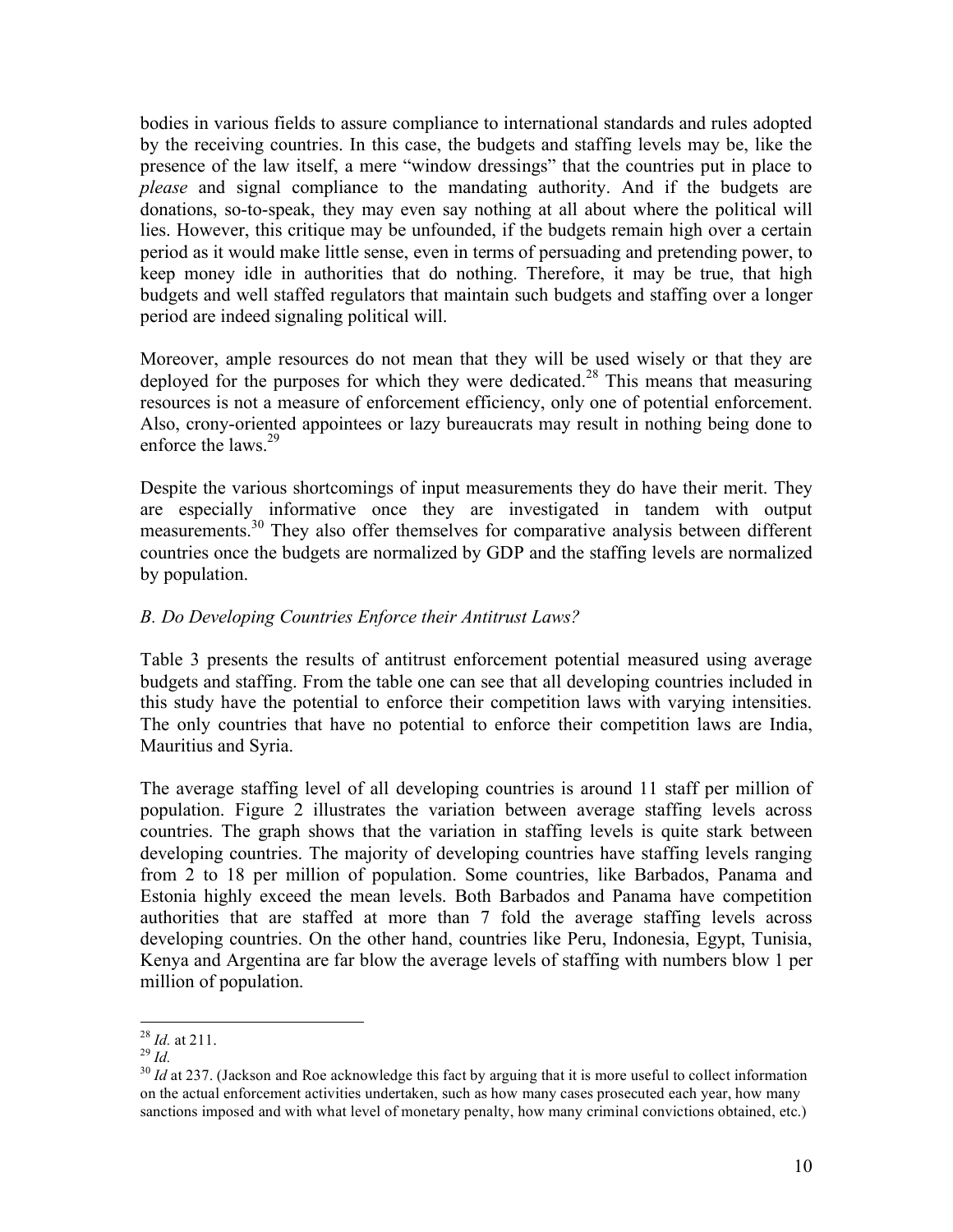bodies in various fields to assure compliance to international standards and rules adopted by the receiving countries. In this case, the budgets and staffing levels may be, like the presence of the law itself, a mere "window dressings" that the countries put in place to *please* and signal compliance to the mandating authority. And if the budgets are donations, so-to-speak, they may even say nothing at all about where the political will lies. However, this critique may be unfounded, if the budgets remain high over a certain period as it would make little sense, even in terms of persuading and pretending power, to keep money idle in authorities that do nothing. Therefore, it may be true, that high budgets and well staffed regulators that maintain such budgets and staffing over a longer period are indeed signaling political will.

Moreover, ample resources do not mean that they will be used wisely or that they are deployed for the purposes for which they were dedicated.[28] This means that measuring resources is not a measure of enforcement efficiency, only one of potential enforcement. Also, crony-oriented appointees or lazy bureaucrats may result in nothing being done to enforce the laws.[29]

Despite the various shortcomings of input measurements they do have their merit. They are especially informative once they are investigated in tandem with output measurements.[30] They also offer themselves for comparative analysis between different countries once the budgets are normalized by GDP and the staffing levels are normalized by population.

### *B. Do Developing Countries Enforce their Antitrust Laws?*

Table 3 presents the results of antitrust enforcement potential measured using average budgets and staffing. From the table one can see that all developing countries included in this study have the potential to enforce their competition laws with varying intensities. The only countries that have no potential to enforce their competition laws are India, Mauritius and Syria.

The average staffing level of all developing countries is around 11 staff per million of population. Figure 2 illustrates the variation between average staffing levels across countries. The graph shows that the variation in staffing levels is quite stark between developing countries. The majority of developing countries have staffing levels ranging from 2 to 18 per million of population. Some countries, like Barbados, Panama and Estonia highly exceed the mean levels. Both Barbados and Panama have competition authorities that are staffed at more than 7 fold the average staffing levels across developing countries. On the other hand, countries like Peru, Indonesia, Egypt, Tunisia, Kenya and Argentina are far blow the average levels of staffing with numbers blow 1 per million of population.

---

[28] *Id.* at 211.

[29] *Id.*

[30] *Id* at 237. (Jackson and Roe acknowledge this fact by arguing that it is more useful to collect information on the actual enforcement activities undertaken, such as how many cases prosecuted each year, how many sanctions imposed and with what level of monetary penalty, how many criminal convictions obtained, etc.)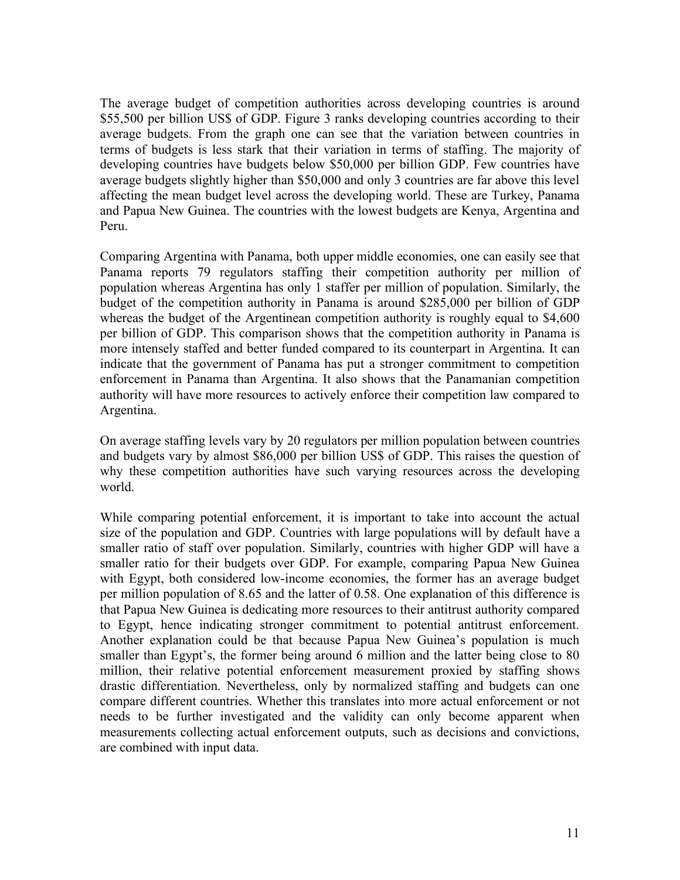The average budget of competition authorities across developing countries is around $55,500 per billion US$ of GDP. Figure 3 ranks developing countries according to their average budgets. From the graph one can see that the variation between countries in terms of budgets is less stark that their variation in terms of staffing. The majority of developing countries have budgets below $50,000 per billion GDP. Few countries have average budgets slightly higher than $50,000 and only 3 countries are far above this level affecting the mean budget level across the developing world. These are Turkey, Panama and Papua New Guinea. The countries with the lowest budgets are Kenya, Argentina and Peru.

Comparing Argentina with Panama, both upper middle economies, one can easily see that Panama reports 79 regulators staffing their competition authority per million of population whereas Argentina has only 1 staffer per million of population. Similarly, the budget of the competition authority in Panama is around $285,000 per billion of GDP whereas the budget of the Argentinean competition authority is roughly equal to $4,600 per billion of GDP. This comparison shows that the competition authority in Panama is more intensely staffed and better funded compared to its counterpart in Argentina. It can indicate that the government of Panama has put a stronger commitment to competition enforcement in Panama than Argentina. It also shows that the Panamanian competition authority will have more resources to actively enforce their competition law compared to Argentina.

On average staffing levels vary by 20 regulators per million population between countries and budgets vary by almost $86,000 per billion US$ of GDP. This raises the question of why these competition authorities have such varying resources across the developing world.

While comparing potential enforcement, it is important to take into account the actual size of the population and GDP. Countries with large populations will by default have a smaller ratio of staff over population. Similarly, countries with higher GDP will have a smaller ratio for their budgets over GDP. For example, comparing Papua New Guinea with Egypt, both considered low-income economies, the former has an average budget per million population of 8.65 and the latter of 0.58. One explanation of this difference is that Papua New Guinea is dedicating more resources to their antitrust authority compared to Egypt, hence indicating stronger commitment to potential antitrust enforcement. Another explanation could be that because Papua New Guinea's population is much smaller than Egypt's, the former being around 6 million and the latter being close to 80 million, their relative potential enforcement measurement proxied by staffing shows drastic differentiation. Nevertheless, only by normalized staffing and budgets can one compare different countries. Whether this translates into more actual enforcement or not needs to be further investigated and the validity can only become apparent when measurements collecting actual enforcement outputs, such as decisions and convictions, are combined with input data.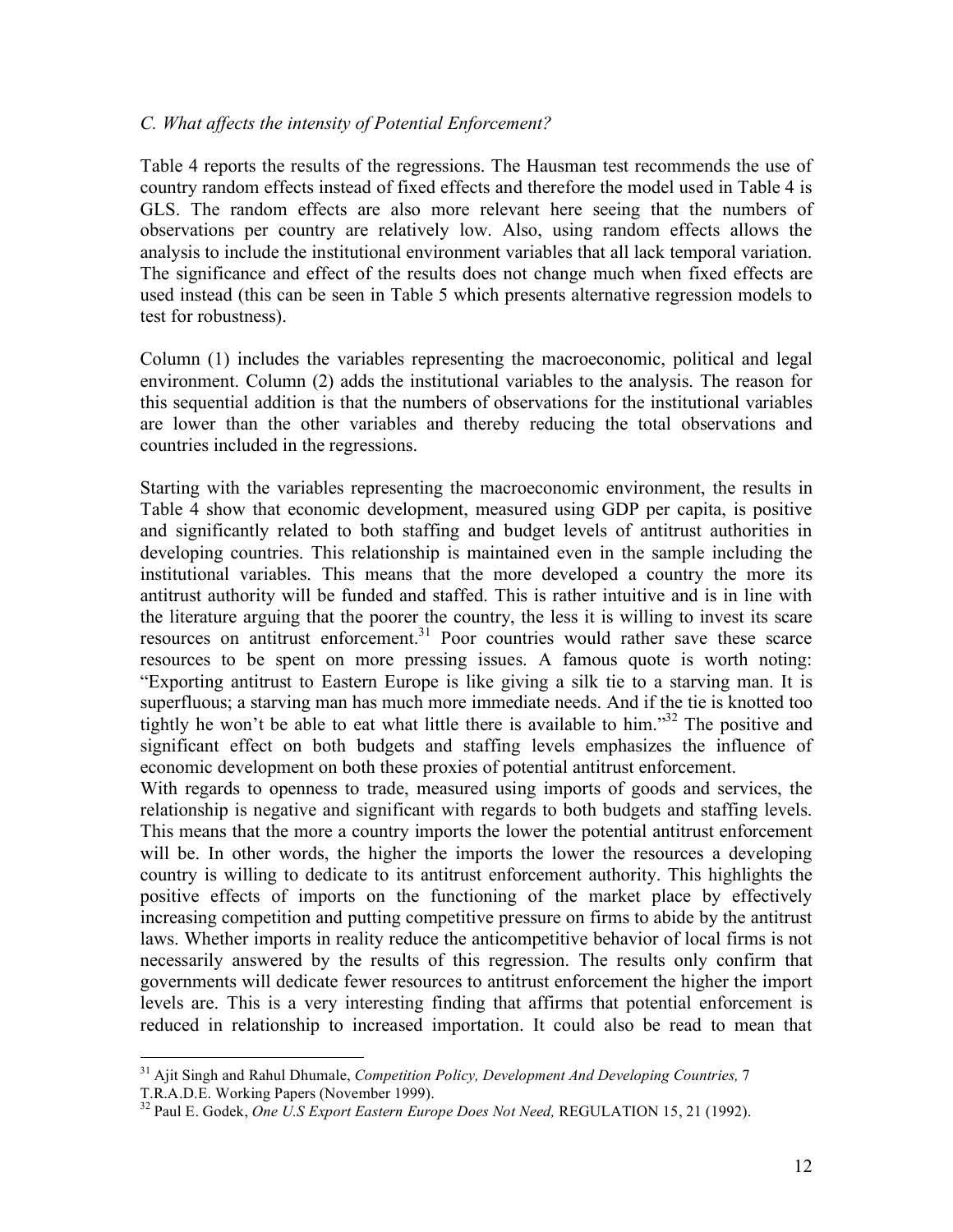### *C. What affects the intensity of Potential Enforcement?*

Table 4 reports the results of the regressions. The Hausman test recommends the use of country random effects instead of fixed effects and therefore the model used in Table 4 is GLS. The random effects are also more relevant here seeing that the numbers of observations per country are relatively low. Also, using random effects allows the analysis to include the institutional environment variables that all lack temporal variation. The significance and effect of the results does not change much when fixed effects are used instead (this can be seen in Table 5 which presents alternative regression models to test for robustness).

Column (1) includes the variables representing the macroeconomic, political and legal environment. Column (2) adds the institutional variables to the analysis. The reason for this sequential addition is that the numbers of observations for the institutional variables are lower than the other variables and thereby reducing the total observations and countries included in the regressions.

Starting with the variables representing the macroeconomic environment, the results in Table 4 show that economic development, measured using GDP per capita, is positive and significantly related to both staffing and budget levels of antitrust authorities in developing countries. This relationship is maintained even in the sample including the institutional variables. This means that the more developed a country the more its antitrust authority will be funded and staffed. This is rather intuitive and is in line with the literature arguing that the poorer the country, the less it is willing to invest its scare resources on antitrust enforcement.[31] Poor countries would rather save these scarce resources to be spent on more pressing issues. A famous quote is worth noting: "Exporting antitrust to Eastern Europe is like giving a silk tie to a starving man. It is superfluous; a starving man has much more immediate needs. And if the tie is knotted too tightly he won't be able to eat what little there is available to him."[32] The positive and significant effect on both budgets and staffing levels emphasizes the influence of economic development on both these proxies of potential antitrust enforcement.

With regards to openness to trade, measured using imports of goods and services, the relationship is negative and significant with regards to both budgets and staffing levels. This means that the more a country imports the lower the potential antitrust enforcement will be. In other words, the higher the imports the lower the resources a developing country is willing to dedicate to its antitrust enforcement authority. This highlights the positive effects of imports on the functioning of the market place by effectively increasing competition and putting competitive pressure on firms to abide by the antitrust laws. Whether imports in reality reduce the anticompetitive behavior of local firms is not necessarily answered by the results of this regression. The results only confirm that governments will dedicate fewer resources to antitrust enforcement the higher the import levels are. This is a very interesting finding that affirms that potential enforcement is reduced in relationship to increased importation. It could also be read to mean that

---

[31] Ajit Singh and Rahul Dhumale, *Competition Policy, Development And Developing Countries,* 7 T.R.A.D.E. Working Papers (November 1999).

[32] Paul E. Godek, *One U.S Export Eastern Europe Does Not Need,* REGULATION 15, 21 (1992).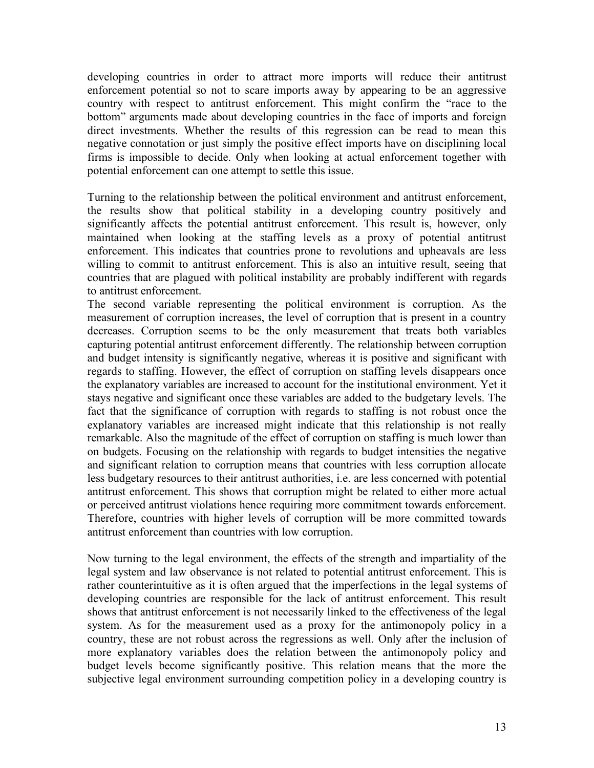developing countries in order to attract more imports will reduce their antitrust enforcement potential so not to scare imports away by appearing to be an aggressive country with respect to antitrust enforcement. This might confirm the "race to the bottom" arguments made about developing countries in the face of imports and foreign direct investments. Whether the results of this regression can be read to mean this negative connotation or just simply the positive effect imports have on disciplining local firms is impossible to decide. Only when looking at actual enforcement together with potential enforcement can one attempt to settle this issue.

Turning to the relationship between the political environment and antitrust enforcement, the results show that political stability in a developing country positively and significantly affects the potential antitrust enforcement. This result is, however, only maintained when looking at the staffing levels as a proxy of potential antitrust enforcement. This indicates that countries prone to revolutions and upheavals are less willing to commit to antitrust enforcement. This is also an intuitive result, seeing that countries that are plagued with political instability are probably indifferent with regards to antitrust enforcement.
The second variable representing the political environment is corruption. As the measurement of corruption increases, the level of corruption that is present in a country decreases. Corruption seems to be the only measurement that treats both variables capturing potential antitrust enforcement differently. The relationship between corruption and budget intensity is significantly negative, whereas it is positive and significant with regards to staffing. However, the effect of corruption on staffing levels disappears once the explanatory variables are increased to account for the institutional environment. Yet it stays negative and significant once these variables are added to the budgetary levels. The fact that the significance of corruption with regards to staffing is not robust once the explanatory variables are increased might indicate that this relationship is not really remarkable. Also the magnitude of the effect of corruption on staffing is much lower than on budgets. Focusing on the relationship with regards to budget intensities the negative and significant relation to corruption means that countries with less corruption allocate less budgetary resources to their antitrust authorities, i.e. are less concerned with potential antitrust enforcement. This shows that corruption might be related to either more actual or perceived antitrust violations hence requiring more commitment towards enforcement. Therefore, countries with higher levels of corruption will be more committed towards antitrust enforcement than countries with low corruption.

Now turning to the legal environment, the effects of the strength and impartiality of the legal system and law observance is not related to potential antitrust enforcement. This is rather counterintuitive as it is often argued that the imperfections in the legal systems of developing countries are responsible for the lack of antitrust enforcement. This result shows that antitrust enforcement is not necessarily linked to the effectiveness of the legal system. As for the measurement used as a proxy for the antimonopoly policy in a country, these are not robust across the regressions as well. Only after the inclusion of more explanatory variables does the relation between the antimonopoly policy and budget levels become significantly positive. This relation means that the more the subjective legal environment surrounding competition policy in a developing country is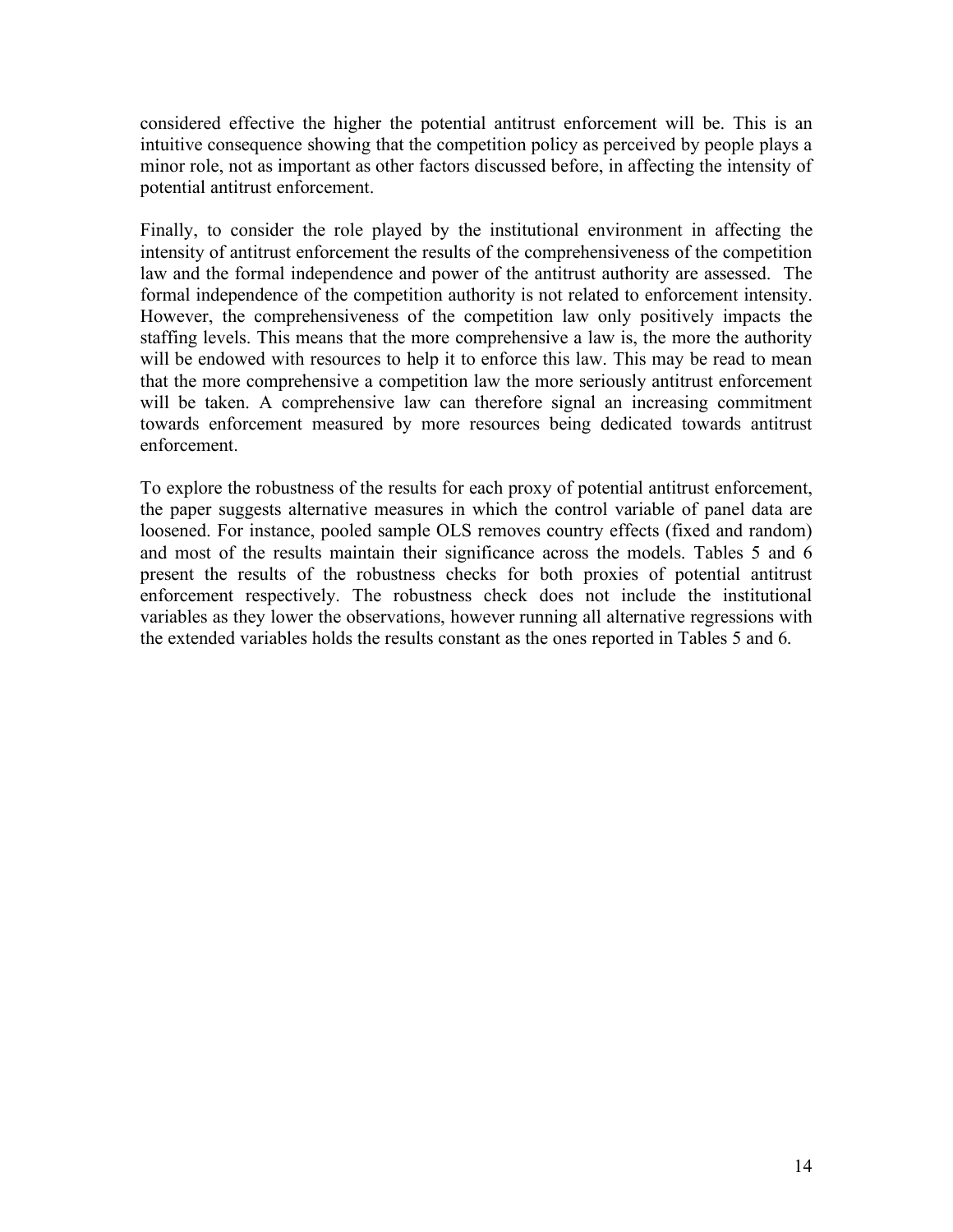considered effective the higher the potential antitrust enforcement will be. This is an intuitive consequence showing that the competition policy as perceived by people plays a minor role, not as important as other factors discussed before, in affecting the intensity of potential antitrust enforcement.

Finally, to consider the role played by the institutional environment in affecting the intensity of antitrust enforcement the results of the comprehensiveness of the competition law and the formal independence and power of the antitrust authority are assessed. The formal independence of the competition authority is not related to enforcement intensity. However, the comprehensiveness of the competition law only positively impacts the staffing levels. This means that the more comprehensive a law is, the more the authority will be endowed with resources to help it to enforce this law. This may be read to mean that the more comprehensive a competition law the more seriously antitrust enforcement will be taken. A comprehensive law can therefore signal an increasing commitment towards enforcement measured by more resources being dedicated towards antitrust enforcement.

To explore the robustness of the results for each proxy of potential antitrust enforcement, the paper suggests alternative measures in which the control variable of panel data are loosened. For instance, pooled sample OLS removes country effects (fixed and random) and most of the results maintain their significance across the models. Tables 5 and 6 present the results of the robustness checks for both proxies of potential antitrust enforcement respectively. The robustness check does not include the institutional variables as they lower the observations, however running all alternative regressions with the extended variables holds the results constant as the ones reported in Tables 5 and 6.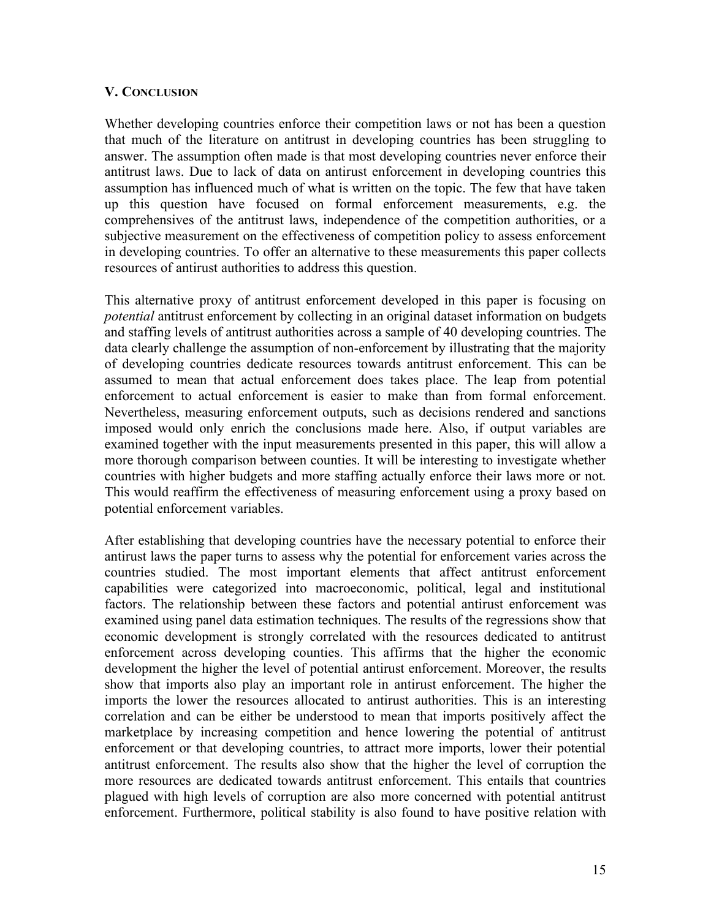## V. Conclusion

Whether developing countries enforce their competition laws or not has been a question that much of the literature on antitrust in developing countries has been struggling to answer. The assumption often made is that most developing countries never enforce their antitrust laws. Due to lack of data on antirust enforcement in developing countries this assumption has influenced much of what is written on the topic. The few that have taken up this question have focused on formal enforcement measurements, e.g. the comprehensives of the antitrust laws, independence of the competition authorities, or a subjective measurement on the effectiveness of competition policy to assess enforcement in developing countries. To offer an alternative to these measurements this paper collects resources of antirust authorities to address this question.

This alternative proxy of antitrust enforcement developed in this paper is focusing on *potential* antitrust enforcement by collecting in an original dataset information on budgets and staffing levels of antitrust authorities across a sample of 40 developing countries. The data clearly challenge the assumption of non-enforcement by illustrating that the majority of developing countries dedicate resources towards antitrust enforcement. This can be assumed to mean that actual enforcement does takes place. The leap from potential enforcement to actual enforcement is easier to make than from formal enforcement. Nevertheless, measuring enforcement outputs, such as decisions rendered and sanctions imposed would only enrich the conclusions made here. Also, if output variables are examined together with the input measurements presented in this paper, this will allow a more thorough comparison between counties. It will be interesting to investigate whether countries with higher budgets and more staffing actually enforce their laws more or not. This would reaffirm the effectiveness of measuring enforcement using a proxy based on potential enforcement variables.

After establishing that developing countries have the necessary potential to enforce their antitrust laws the paper turns to assess why the potential for enforcement varies across the countries studied. The most important elements that affect antitrust enforcement capabilities were categorized into macroeconomic, political, legal and institutional factors. The relationship between these factors and potential antitrust enforcement was examined using panel data estimation techniques. The results of the regressions show that economic development is strongly correlated with the resources dedicated to antitrust enforcement across developing counties. This affirms that the higher the economic development the higher the level of potential antitrust enforcement. Moreover, the results show that imports also play an important role in antitrust enforcement. The higher the imports the lower the resources allocated to antitrust authorities. This is an interesting correlation and can be either be understood to mean that imports positively affect the marketplace by increasing competition and hence lowering the potential of antitrust enforcement or that developing countries, to attract more imports, lower their potential antitrust enforcement. The results also show that the higher the level of corruption the more resources are dedicated towards antitrust enforcement. This entails that countries plagued with high levels of corruption are also more concerned with potential antitrust enforcement. Furthermore, political stability is also found to have positive relation with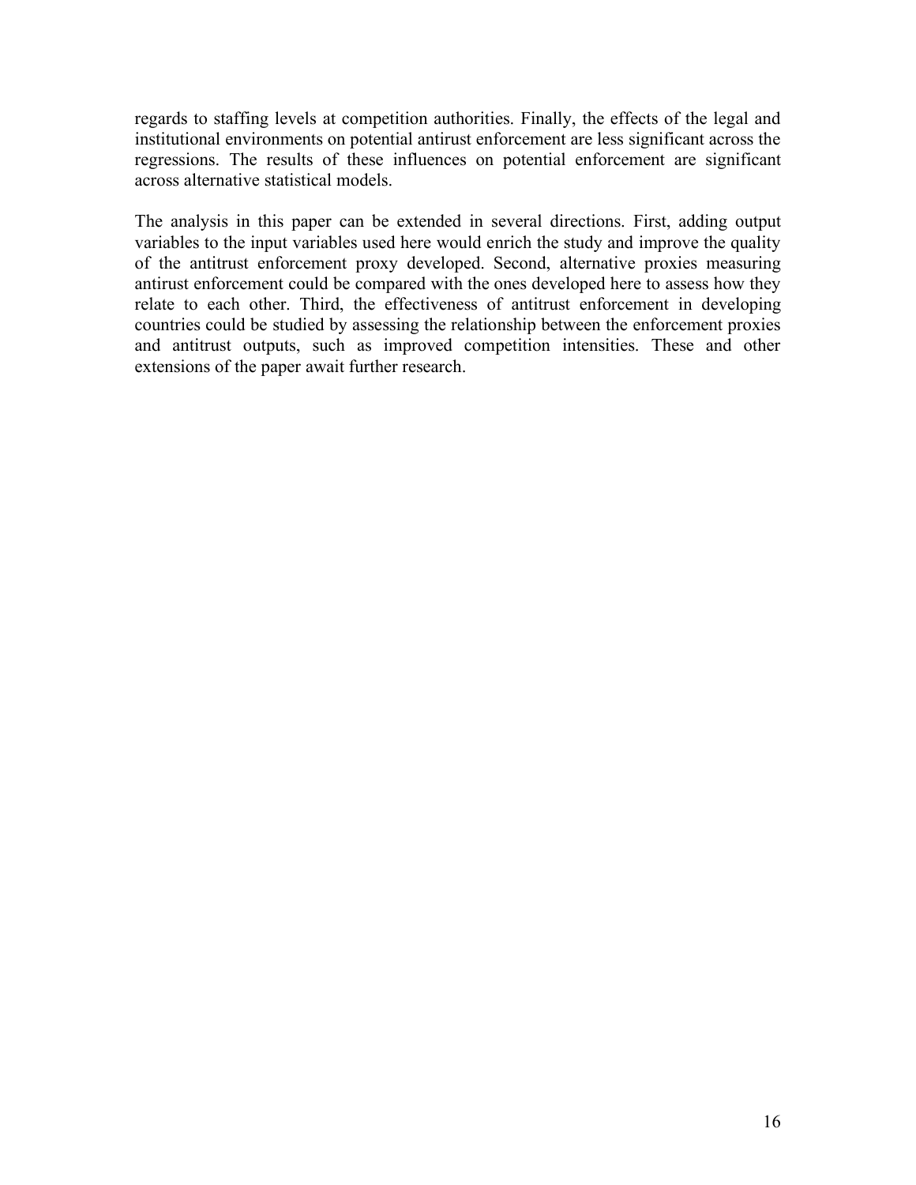regards to staffing levels at competition authorities. Finally, the effects of the legal and institutional environments on potential antirust enforcement are less significant across the regressions. The results of these influences on potential enforcement are significant across alternative statistical models.

The analysis in this paper can be extended in several directions. First, adding output variables to the input variables used here would enrich the study and improve the quality of the antitrust enforcement proxy developed. Second, alternative proxies measuring antirust enforcement could be compared with the ones developed here to assess how they relate to each other. Third, the effectiveness of antitrust enforcement in developing countries could be studied by assessing the relationship between the enforcement proxies and antitrust outputs, such as improved competition intensities. These and other extensions of the paper await further research.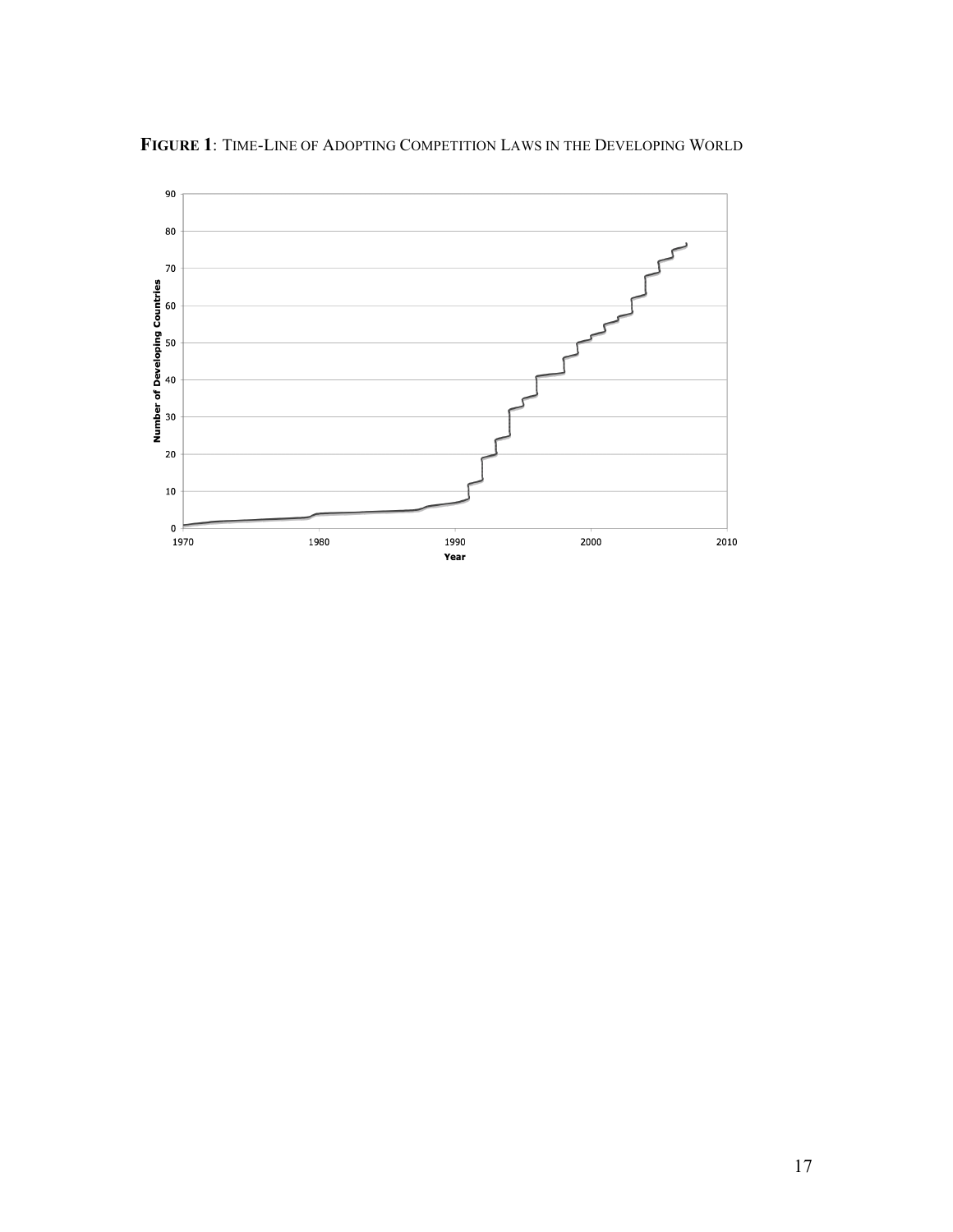**FIGURE 1**: TIME-LINE OF ADOPTING COMPETITION LAWS IN THE DEVELOPING WORLD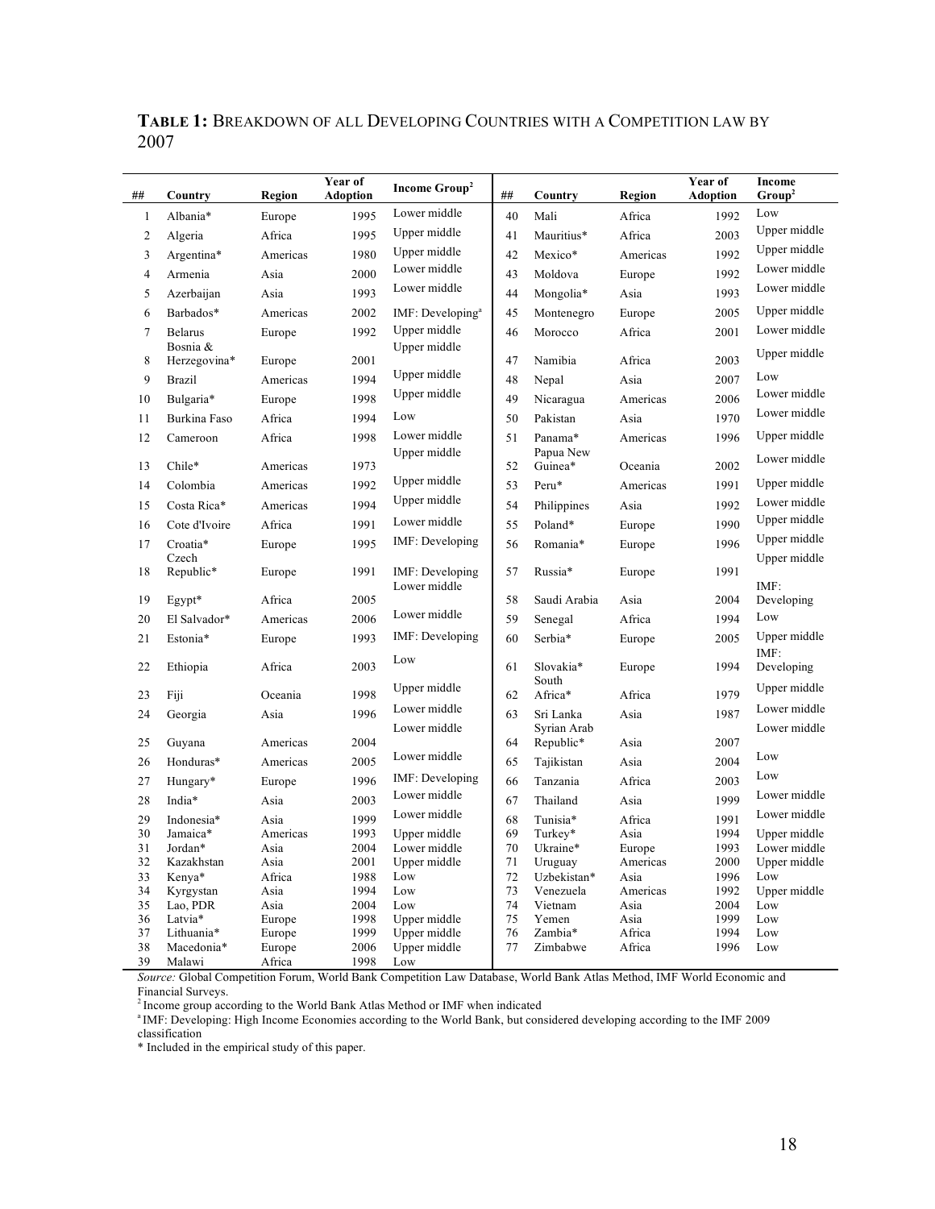**TABLE 1:** BREAKDOWN OF ALL DEVELOPING COUNTRIES WITH A COMPETITION LAW BY 2007

| ## | Country | Region | Year of Adoption | Income Group[2] | ## | Country | Region | Year of Adoption | Income Group[2] |
|---|---|---|---|---|---|---|---|---|---|
| 1 | Albania* | Europe | 1995 | Lower middle | 40 | Mali | Africa | 1992 | Low |
| 2 | Algeria | Africa | 1995 | Upper middle | 41 | Mauritius* | Africa | 2003 | Upper middle |
| 3 | Argentina* | Americas | 1980 | Upper middle | 42 | Mexico* | Americas | 1992 | Upper middle |
| 4 | Armenia | Asia | 2000 | Lower middle | 43 | Moldova | Europe | 1992 | Lower middle |
| 5 | Azerbaijan | Asia | 1993 | Lower middle | 44 | Mongolia* | Asia | 1993 | Lower middle |
| 6 | Barbados* | Americas | 2002 | IMF: Developing[a] | 45 | Montenegro | Europe | 2005 | Upper middle |
| 7 | Belarus | Europe | 1992 | Upper middle | 46 | Morocco | Africa | 2001 | Lower middle |
| 8 | Bosnia & Herzegovina* | Europe | 2001 | Upper middle | 47 | Namibia | Africa | 2003 | Upper middle |
| 9 | Brazil | Americas | 1994 | Upper middle | 48 | Nepal | Asia | 2007 | Low |
| 10 | Bulgaria* | Europe | 1998 | Upper middle | 49 | Nicaragua | Americas | 2006 | Lower middle |
| 11 | Burkina Faso | Africa | 1994 | Low | 50 | Pakistan | Asia | 1970 | Lower middle |
| 12 | Cameroon | Africa | 1998 | Lower middle | 51 | Panama* | Americas | 1996 | Upper middle |
| 13 | Chile* | Americas | 1973 | Upper middle | 52 | Papua New Guinea* | Oceania | 2002 | Lower middle |
| 14 | Colombia | Americas | 1992 | Upper middle | 53 | Peru* | Americas | 1991 | Upper middle |
| 15 | Costa Rica* | Americas | 1994 | Upper middle | 54 | Philippines | Asia | 1992 | Lower middle |
| 16 | Cote d'Ivoire | Africa | 1991 | Lower middle | 55 | Poland* | Europe | 1990 | Upper middle |
| 17 | Croatia* | Europe | 1995 | IMF: Developing | 56 | Romania* | Europe | 1996 | Upper middle |
| 18 | Czech Republic* | Europe | 1991 | IMF: Developing | 57 | Russia* | Europe | 1991 | Upper middle |
| 19 | Egypt* | Africa | 2005 | Lower middle | 58 | Saudi Arabia | Asia | 2004 | IMF: Developing |
| 20 | El Salvador* | Americas | 2006 | Lower middle | 59 | Senegal | Africa | 1994 | Low |
| 21 | Estonia* | Europe | 1993 | IMF: Developing | 60 | Serbia* | Europe | 2005 | Upper middle |
| 22 | Ethiopia | Africa | 2003 | Low | 61 | Slovakia* | Europe | 1994 | IMF: Developing |
| 23 | Fiji | Oceania | 1998 | Upper middle | 62 | South Africa* | Africa | 1979 | Upper middle |
| 24 | Georgia | Asia | 1996 | Lower middle | 63 | Sri Lanka | Asia | 1987 | Lower middle |
| 25 | Guyana | Americas | 2004 | Lower middle | 64 | Syrian Arab Republic* | Asia | 2007 | Lower middle |
| 26 | Honduras* | Americas | 2005 | Lower middle | 65 | Tajikistan | Asia | 2004 | Low |
| 27 | Hungary* | Europe | 1996 | IMF: Developing | 66 | Tanzania | Africa | 2003 | Low |
| 28 | India* | Asia | 2003 | Lower middle | 67 | Thailand | Asia | 1999 | Lower middle |
| 29 | Indonesia* | Asia | 1999 | Lower middle | 68 | Tunisia* | Africa | 1991 | Lower middle |
| 30 | Jamaica* | Americas | 1993 | Upper middle | 69 | Turkey* | Asia | 1994 | Upper middle |
| 31 | Jordan* | Asia | 2004 | Lower middle | 70 | Ukraine* | Europe | 1993 | Lower middle |
| 32 | Kazakhstan | Asia | 2001 | Upper middle | 71 | Uruguay | Americas | 2000 | Upper middle |
| 33 | Kenya* | Africa | 1988 | Low | 72 | Uzbekistan* | Asia | 1996 | Low |
| 34 | Kyrgystan | Asia | 1994 | Low | 73 | Venezuela | Americas | 1992 | Upper middle |
| 35 | Lao, PDR | Asia | 2004 | Low | 74 | Vietnam | Asia | 2004 | Low |
| 36 | Latvia* | Europe | 1998 | Upper middle | 75 | Yemen | Asia | 1999 | Low |
| 37 | Lithuania* | Europe | 1999 | Upper middle | 76 | Zambia* | Africa | 1994 | Low |
| 38 | Macedonia* | Europe | 2006 | Upper middle | 77 | Zimbabwe | Africa | 1996 | Low |
| 39 | Malawi | Africa | 1998 | Low | | | | | |

*Source:* Global Competition Forum, World Bank Competition Law Database, World Bank Atlas Method, IMF World Economic and Financial Surveys.

[2] Income group according to the World Bank Atlas Method or IMF when indicated

[a] IMF: Developing: High Income Economies according to the World Bank, but considered developing according to the IMF 2009 classification

* Included in the empirical study of this paper.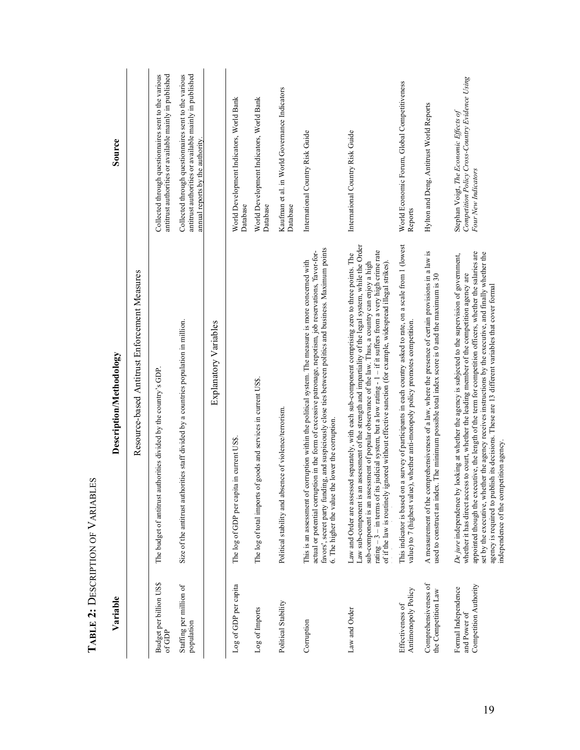**TABLE 2: DESCRIPTION OF VARIABLES**

| Variable | Description/Methodology | Source |
|---|---|---|
| | Resource-based Antitrust Enforcement Measures | |
| Budget per billion US$ of GDP | The budget of antitrust authorities divided by the country's GDP. | Collected through questionnaires sent to the various antitrust authorities or available mainly in published |
| Staffing per million of population | Size of the antitrust authorities staff divided by a countries population in million. | Collected through questionnaires sent to the various antitrust authorities or available mainly in published annual reports by the authority. |
| | Explanatory Variables | |
| Log of GDP per capita | The log of GDP per capita in current US$. | World Development Indicators, World Bank Database |
| Log of Imports | The log of total imports of goods and services in current US$. | World Development Indicators, World Bank Database |
| Political Stability | Political stability and absence of violence/terrorism. | Kaufman et al. in World Governance Indicators Database |
| Corruption | This is an assessment of corruption within the political system. The measure is more concerned with actual or potential corruption in the form of excessive patronage, nepotism, job reservations, 'favor-for-favors', secret party funding, and suspiciously close ties between politics and business. Maximum points 6. The higher the value the lower the corruption. | International Country Risk Guide |
| Law and Order | Law and Order are assessed separately, with each sub-component comprising zero to three points. The Law sub-component is an assessment of the strength and impartiality of the legal system, while the Order sub-component is an assessment of popular observance of the law. Thus, a country can enjoy a high rating – 3 – in terms of its judicial system, but a low rating - 1 – if it suffers from a very high crime rate of if the law is routinely ignored without effective sanction (for example, widespread illegal strikes). | International Country Risk Guide |
| Effectiveness of Antimonopoly Policy | This indicator is based on a survey of participants in each country asked to rate, on a scale from 1 (lowest value) to 7 (highest value), whether anti-monopoly policy promotes competition. | World Economic Forum, Global Competitiveness Reports |
| Comprehensiveness of the Competition Law | A measurement of the comprehensiveness of a law, where the presence of certain provisions in a law is used to construct an index. The minimum possible total index score is 0 and the maximum is 30 | Hylton and Deng, Antitrust World Reports |
| Formal Independence and Power of Competition Authority | *De jure* independence by looking at whether the agency is subjected to the supervision of government, whether it has direct access to court, whether the leading member of the competition agency are appointed though the executive, the length of the term for competition officers, whether the salaries are set by the executive, whether the agency receives instructions by the executive, and finally whether the agency is required to publish its decisions. These are 13 different variables that cover formal independence of the competition agency. | Stephan Voigt, *The Economic Effects of Competition Policy Cross-Country Evidence Using Four New Indicators* |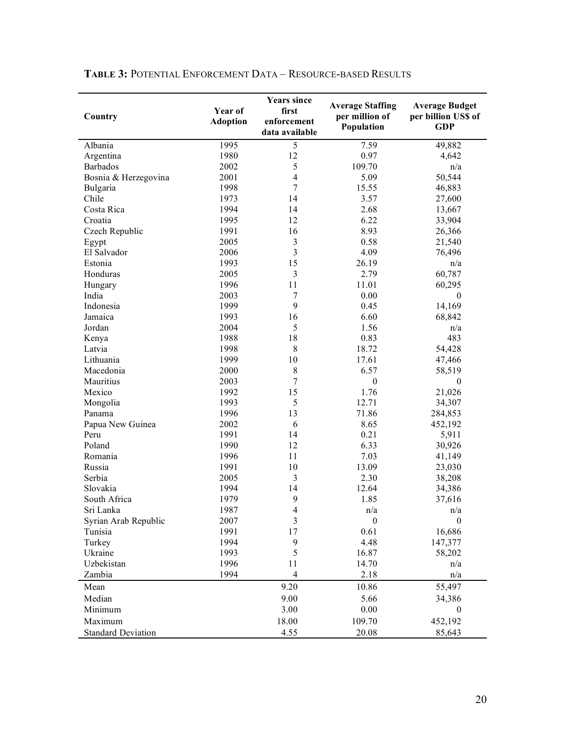**TABLE 3:** POTENTIAL ENFORCEMENT DATA – RESOURCE-BASED RESULTS

| Country | Year of Adoption | Years since first enforcement data available | Average Staffing per million of Population | Average Budget per billion US$ of GDP |
|---|---|---|---|---|
| Albania | 1995 | 5 | 7.59 | 49,882 |
| Argentina | 1980 | 12 | 0.97 | 4,642 |
| Barbados | 2002 | 5 | 109.70 | n/a |
| Bosnia & Herzegovina | 2001 | 4 | 5.09 | 50,544 |
| Bulgaria | 1998 | 7 | 15.55 | 46,883 |
| Chile | 1973 | 14 | 3.57 | 27,600 |
| Costa Rica | 1994 | 14 | 2.68 | 13,667 |
| Croatia | 1995 | 12 | 6.22 | 33,904 |
| Czech Republic | 1991 | 16 | 8.93 | 26,366 |
| Egypt | 2005 | 3 | 0.58 | 21,540 |
| El Salvador | 2006 | 3 | 4.09 | 76,496 |
| Estonia | 1993 | 15 | 26.19 | n/a |
| Honduras | 2005 | 3 | 2.79 | 60,787 |
| Hungary | 1996 | 11 | 11.01 | 60,295 |
| India | 2003 | 7 | 0.00 | 0 |
| Indonesia | 1999 | 9 | 0.45 | 14,169 |
| Jamaica | 1993 | 16 | 6.60 | 68,842 |
| Jordan | 2004 | 5 | 1.56 | n/a |
| Kenya | 1988 | 18 | 0.83 | 483 |
| Latvia | 1998 | 8 | 18.72 | 54,428 |
| Lithuania | 1999 | 10 | 17.61 | 47,466 |
| Macedonia | 2000 | 8 | 6.57 | 58,519 |
| Mauritius | 2003 | 7 | 0 | 0 |
| Mexico | 1992 | 15 | 1.76 | 21,026 |
| Mongolia | 1993 | 5 | 12.71 | 34,307 |
| Panama | 1996 | 13 | 71.86 | 284,853 |
| Papua New Guinea | 2002 | 6 | 8.65 | 452,192 |
| Peru | 1991 | 14 | 0.21 | 5,911 |
| Poland | 1990 | 12 | 6.33 | 30,926 |
| Romania | 1996 | 11 | 7.03 | 41,149 |
| Russia | 1991 | 10 | 13.09 | 23,030 |
| Serbia | 2005 | 3 | 2.30 | 38,208 |
| Slovakia | 1994 | 14 | 12.64 | 34,386 |
| South Africa | 1979 | 9 | 1.85 | 37,616 |
| Sri Lanka | 1987 | 4 | n/a | n/a |
| Syrian Arab Republic | 2007 | 3 | 0 | 0 |
| Tunisia | 1991 | 17 | 0.61 | 16,686 |
| Turkey | 1994 | 9 | 4.48 | 147,377 |
| Ukraine | 1993 | 5 | 16.87 | 58,202 |
| Uzbekistan | 1996 | 11 | 14.70 | n/a |
| Zambia | 1994 | 4 | 2.18 | n/a |
| Mean | | 9.20 | 10.86 | 55,497 |
| Median | | 9.00 | 5.66 | 34,386 |
| Minimum | | 3.00 | 0.00 | 0 |
| Maximum | | 18.00 | 109.70 | 452,192 |
| Standard Deviation | | 4.55 | 20.08 | 85,643 |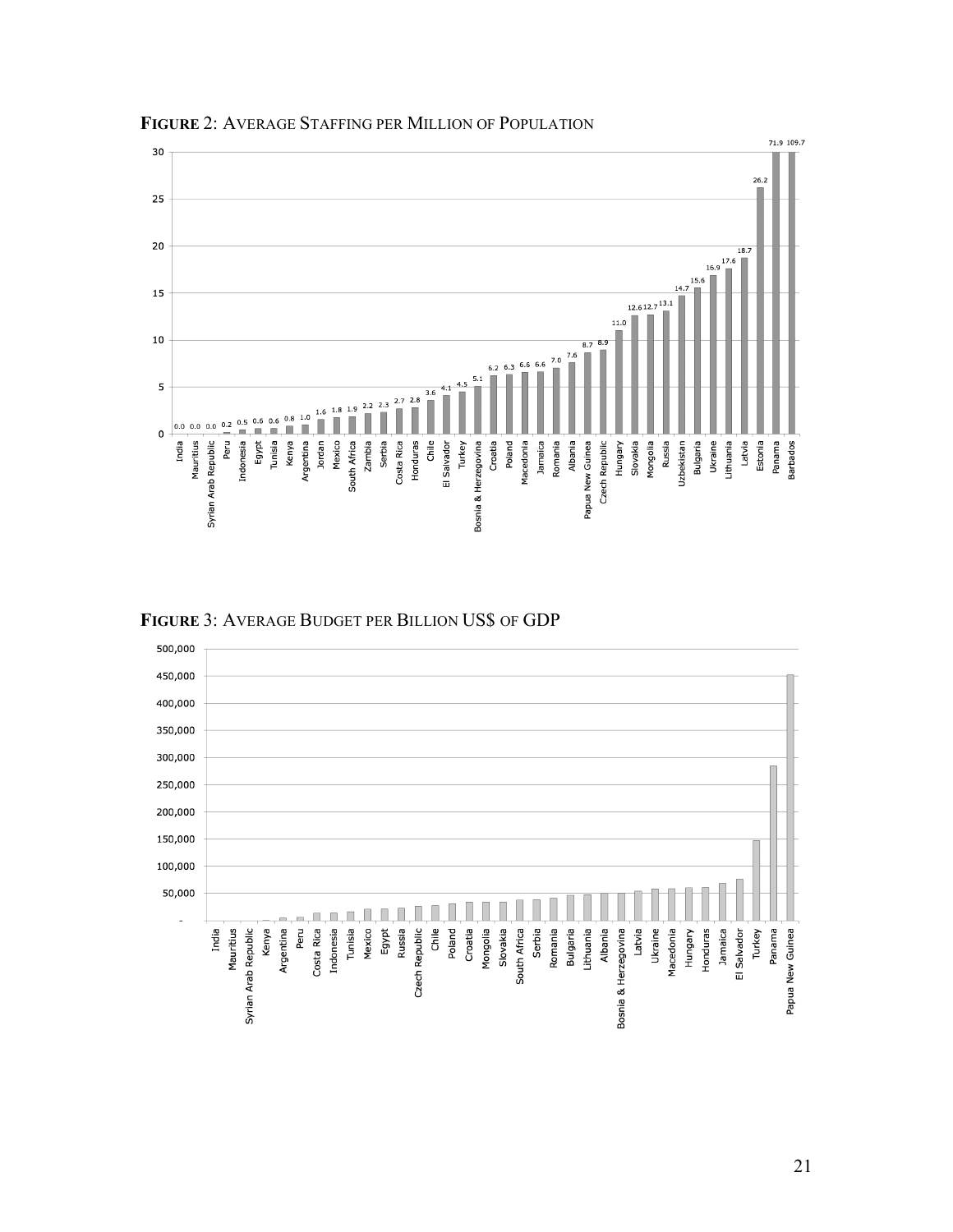**FIGURE 2**: AVERAGE STAFFING PER MILLION OF POPULATION

**FIGURE 3**: AVERAGE BUDGET PER BILLION US$ OF GDP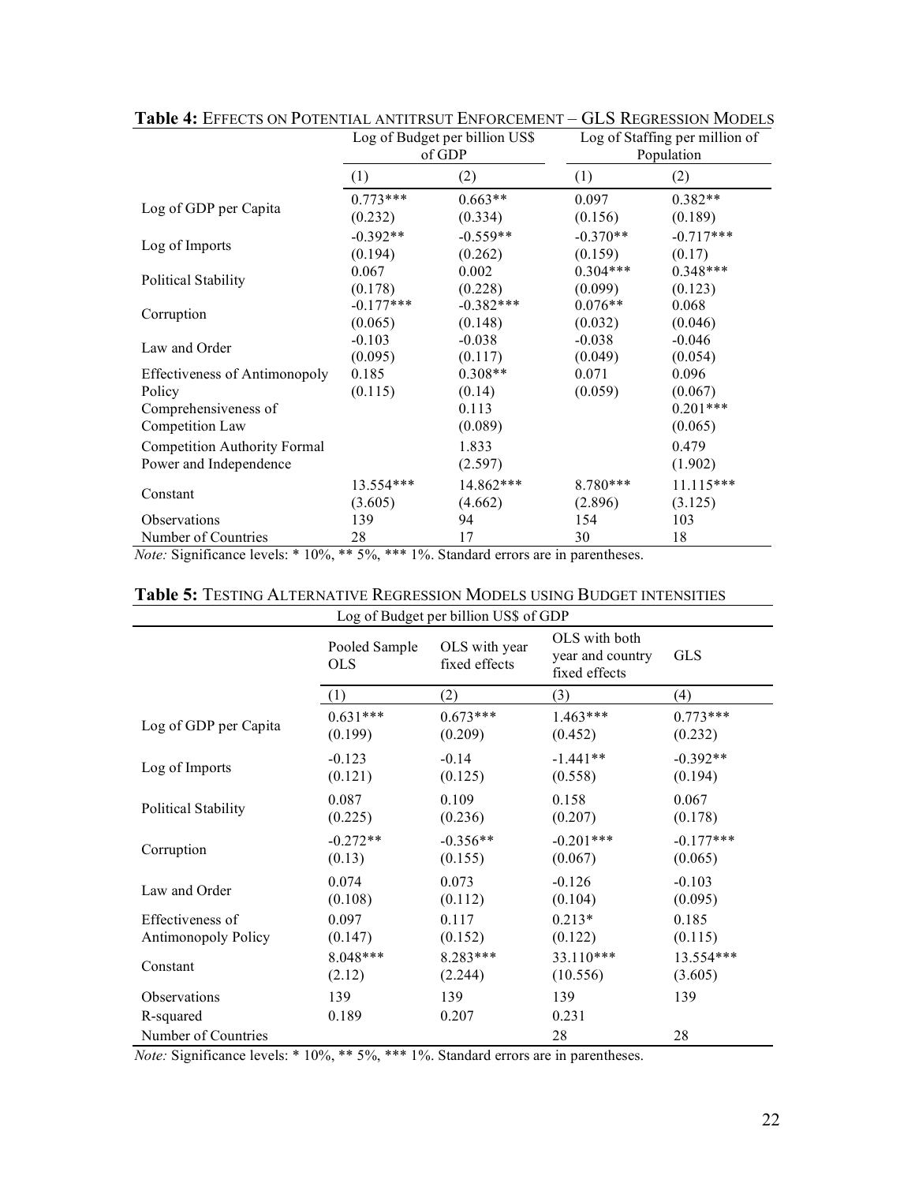**Table 4:** EFFECTS ON POTENTIAL ANTITRSUT ENFORCEMENT – GLS REGRESSION MODELS

| | Log of Budget per billion US$ of GDP | | Log of Staffing per million of Population | |
|---|---|---|---|---|
| | (1) | (2) | (1) | (2) |
| Log of GDP per Capita | 0.773*** | 0.663** | 0.097 | 0.382** |
| | (0.232) | (0.334) | (0.156) | (0.189) |
| Log of Imports | -0.392** | -0.559** | -0.370** | -0.717*** |
| | (0.194) | (0.262) | (0.159) | (0.17) |
| Political Stability | 0.067 | 0.002 | 0.304*** | 0.348*** |
| | (0.178) | (0.228) | (0.099) | (0.123) |
| Corruption | -0.177*** | -0.382*** | 0.076** | 0.068 |
| | (0.065) | (0.148) | (0.032) | (0.046) |
| Law and Order | -0.103 | -0.038 | -0.038 | -0.046 |
| | (0.095) | (0.117) | (0.049) | (0.054) |
| Effectiveness of Antimonopoly Policy | 0.185 | 0.308** | 0.071 | 0.096 |
| | (0.115) | (0.14) | (0.059) | (0.067) |
| Comprehensiveness of Competition Law | | 0.113 | | 0.201*** |
| | | (0.089) | | (0.065) |
| Competition Authority Formal Power and Independence | | 1.833 | | 0.479 |
| | | (2.597) | | (1.902) |
| Constant | 13.554*** | 14.862*** | 8.780*** | 11.115*** |
| | (3.605) | (4.662) | (2.896) | (3.125) |
| Observations | 139 | 94 | 154 | 103 |
| Number of Countries | 28 | 17 | 30 | 18 |

*Note:* Significance levels: * 10%, ** 5%, *** 1%. Standard errors are in parentheses.

**Table 5:** TESTING ALTERNATIVE REGRESSION MODELS USING BUDGET INTENSITIES

| | Log of Budget per billion US$ of GDP | | | |
|---|---|---|---|---|
| | Pooled Sample OLS | OLS with year fixed effects | OLS with both year and country fixed effects | GLS |
| | (1) | (2) | (3) | (4) |
| Log of GDP per Capita | 0.631*** | 0.673*** | 1.463*** | 0.773*** |
| | (0.199) | (0.209) | (0.452) | (0.232) |
| Log of Imports | -0.123 | -0.14 | -1.441** | -0.392** |
| | (0.121) | (0.125) | (0.558) | (0.194) |
| Political Stability | 0.087 | 0.109 | 0.158 | 0.067 |
| | (0.225) | (0.236) | (0.207) | (0.178) |
| Corruption | -0.272** | -0.356** | -0.201*** | -0.177*** |
| | (0.13) | (0.155) | (0.067) | (0.065) |
| Law and Order | 0.074 | 0.073 | -0.126 | -0.103 |
| | (0.108) | (0.112) | (0.104) | (0.095) |
| Effectiveness of Antimonopoly Policy | 0.097 | 0.117 | 0.213* | 0.185 |
| | (0.147) | (0.152) | (0.122) | (0.115) |
| Constant | 8.048*** | 8.283*** | 33.110*** | 13.554*** |
| | (2.12) | (2.244) | (10.556) | (3.605) |
| Observations | 139 | 139 | 139 | 139 |
| R-squared | 0.189 | 0.207 | 0.231 | |
| Number of Countries | | | 28 | 28 |

*Note:* Significance levels: * 10%, ** 5%, *** 1%. Standard errors are in parentheses.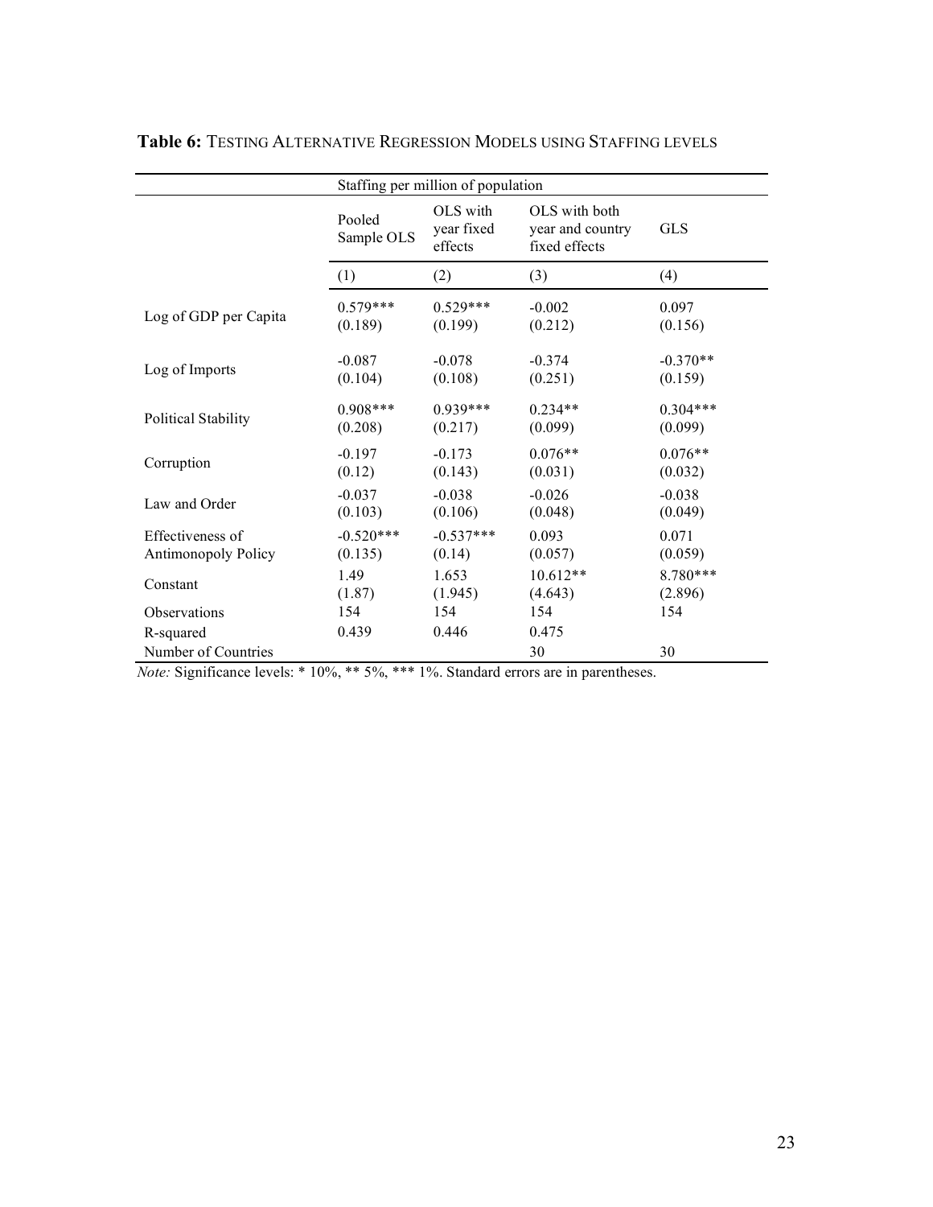**Table 6:** TESTING ALTERNATIVE REGRESSION MODELS USING STAFFING LEVELS

| | Staffing per million of population | | | |
|---|---|---|---|---|
| | Pooled Sample OLS | OLS with year fixed effects | OLS with both year and country fixed effects | GLS |
| | (1) | (2) | (3) | (4) |
| Log of GDP per Capita | 0.579***<br>(0.189) | 0.529***<br>(0.199) | -0.002<br>(0.212) | 0.097<br>(0.156) |
| Log of Imports | -0.087<br>(0.104) | -0.078<br>(0.108) | -0.374<br>(0.251) | -0.370**<br>(0.159) |
| Political Stability | 0.908***<br>(0.208) | 0.939***<br>(0.217) | 0.234**<br>(0.099) | 0.304***<br>(0.099) |
| Corruption | -0.197<br>(0.12) | -0.173<br>(0.143) | 0.076**<br>(0.031) | 0.076**<br>(0.032) |
| Law and Order | -0.037<br>(0.103) | -0.038<br>(0.106) | -0.026<br>(0.048) | -0.038<br>(0.049) |
| Effectiveness of Antimonopoly Policy | -0.520***<br>(0.135) | -0.537***<br>(0.14) | 0.093<br>(0.057) | 0.071<br>(0.059) |
| Constant | 1.49<br>(1.87) | 1.653<br>(1.945) | 10.612**<br>(4.643) | 8.780***<br>(2.896) |
| Observations | 154 | 154 | 154 | 154 |
| R-squared | 0.439 | 0.446 | 0.475 | |
| Number of Countries | | | 30 | 30 |

*Note:* Significance levels: * 10%, ** 5%, *** 1%. Standard errors are in parentheses.